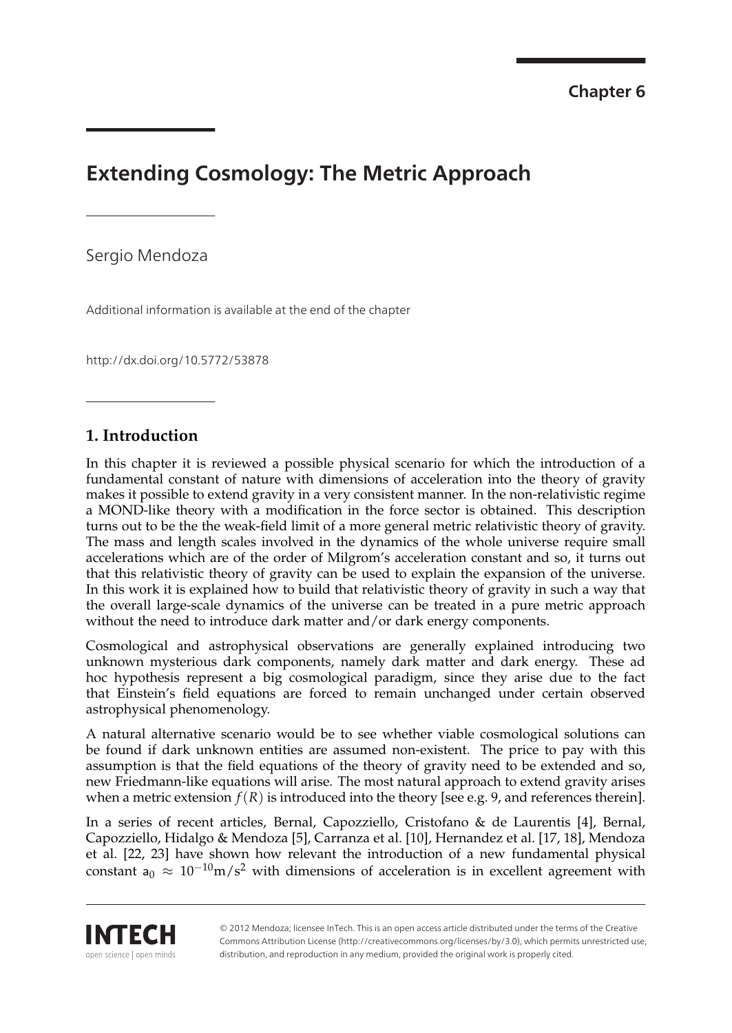Chapter 6

# Extending Cosmology: The Metric Approach

Sergio Mendoza

Additional information is available at the end of the chapter

http://dx.doi.org/10.5772/53878

## 1. Introduction

In this chapter it is reviewed a possible physical scenario for which the introduction of a fundamental constant of nature with dimensions of acceleration into the theory of gravity makes it possible to extend gravity in a very consistent manner. In the non-relativistic regime a MOND-like theory with a modification in the force sector is obtained. This description turns out to be the the weak-field limit of a more general metric relativistic theory of gravity. The mass and length scales involved in the dynamics of the whole universe require small accelerations which are of the order of Milgrom's acceleration constant and so, it turns out that this relativistic theory of gravity can be used to explain the expansion of the universe. In this work it is explained how to build that relativistic theory of gravity in such a way that the overall large-scale dynamics of the universe can be treated in a pure metric approach without the need to introduce dark matter and/or dark energy components.

Cosmological and astrophysical observations are generally explained introducing two unknown mysterious dark components, namely dark matter and dark energy. These ad hoc hypothesis represent a big cosmological paradigm, since they arise due to the fact that Einstein's field equations are forced to remain unchanged under certain observed astrophysical phenomenology.

A natural alternative scenario would be to see whether viable cosmological solutions can be found if dark unknown entities are assumed non-existent. The price to pay with this assumption is that the field equations of the theory of gravity need to be extended and so, new Friedmann-like equations will arise. The most natural approach to extend gravity arises when a metric extension $f(R)$ is introduced into the theory [see e.g. 9, and references therein].

In a series of recent articles, Bernal, Capozziello, Cristofano & de Laurentis [4], Bernal, Capozziello, Hidalgo & Mendoza [5], Carranza et al. [10], Hernandez et al. [17, 18], Mendoza et al. [22, 23] have shown how relevant the introduction of a new fundamental physical constant $a_0 \approx 10^{-10} \mathrm{m/s^2}$ with dimensions of acceleration is in excellent agreement with

© 2012 Mendoza; licensee InTech. This is an open access article distributed under the terms of the Creative Commons Attribution License (http://creativecommons.org/licenses/by/3.0), which permits unrestricted use, distribution, and reproduction in any medium, provided the original work is properly cited.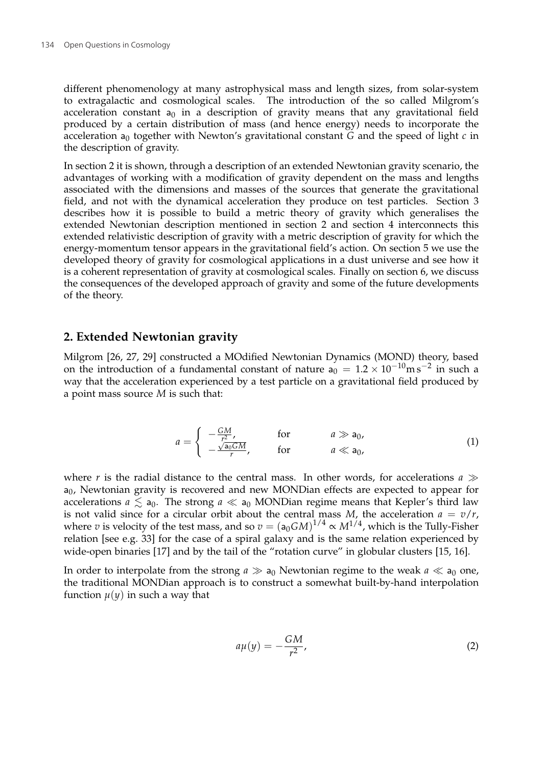different phenomenology at many astrophysical mass and length sizes, from solar-system to extragalactic and cosmological scales. The introduction of the so called Milgrom's acceleration constant $a_0$ in a description of gravity means that any gravitational field produced by a certain distribution of mass (and hence energy) needs to incorporate the acceleration $a_0$ together with Newton's gravitational constant $G$ and the speed of light $c$ in the description of gravity.

In section 2 it is shown, through a description of an extended Newtonian gravity scenario, the advantages of working with a modification of gravity dependent on the mass and lengths associated with the dimensions and masses of the sources that generate the gravitational field, and not with the dynamical acceleration they produce on test particles. Section 3 describes how it is possible to build a metric theory of gravity which generalises the extended Newtonian description mentioned in section 2 and section 4 interconnects this extended relativistic description of gravity with a metric description of gravity for which the energy-momentum tensor appears in the gravitational field's action. On section 5 we use the developed theory of gravity for cosmological applications in a dust universe and see how it is a coherent representation of gravity at cosmological scales. Finally on section 6, we discuss the consequences of the developed approach of gravity and some of the future developments of the theory.

## 2. Extended Newtonian gravity

Milgrom [26, 27, 29] constructed a MOdified Newtonian Dynamics (MOND) theory, based on the introduction of a fundamental constant of nature $a_0 = 1.2 \times 10^{-10} \mathrm{m\,s^{-2}}$ in such a way that the acceleration experienced by a test particle on a gravitational field produced by a point mass source $M$ is such that:

$$a = \begin{cases} -\frac{GM}{r^2}, & \text{for} \qquad a \gg a_0, \\ -\frac{\sqrt{a_0 GM}}{r}, & \text{for} \qquad a \ll a_0, \end{cases} \tag{1}$$

where $r$ is the radial distance to the central mass. In other words, for accelerations $a \gg a_0$, Newtonian gravity is recovered and new MONDian effects are expected to appear for accelerations $a \lesssim a_0$. The strong $a \ll a_0$ MONDian regime means that Kepler's third law is not valid since for a circular orbit about the central mass $M$, the acceleration $a = v/r$, where $v$ is velocity of the test mass, and so $v = (a_0 GM)^{1/4} \propto M^{1/4}$, which is the Tully-Fisher relation [see e.g. 33] for the case of a spiral galaxy and is the same relation experienced by wide-open binaries [17] and by the tail of the "rotation curve" in globular clusters [15, 16].

In order to interpolate from the strong $a \gg a_0$ Newtonian regime to the weak $a \ll a_0$ one, the traditional MONDian approach is to construct a somewhat built-by-hand interpolation function $\mu(y)$ in such a way that

$$a\mu(y) = -\frac{GM}{r^2}, \tag{2}$$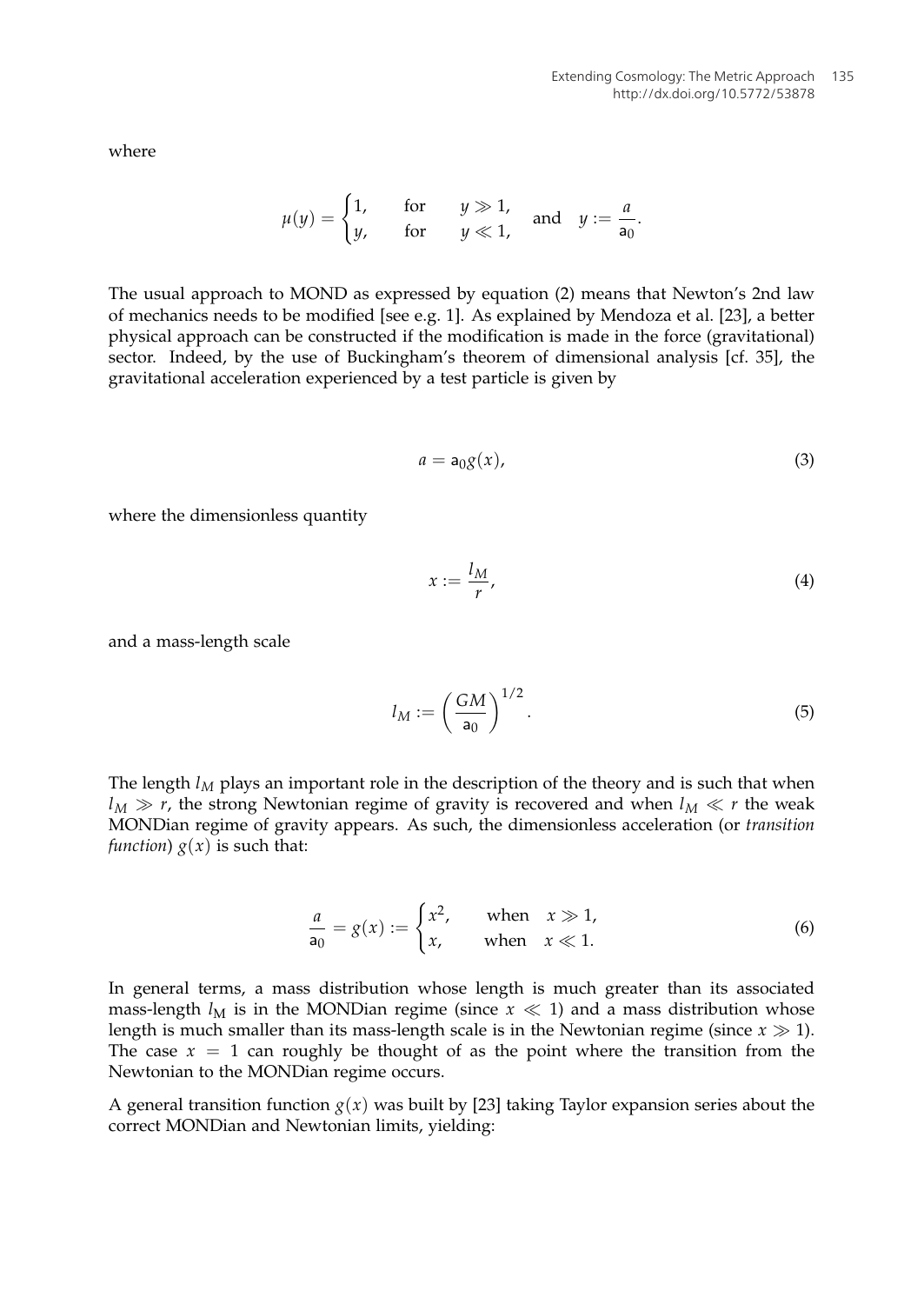where

$$
\mu(y) = \begin{cases} 1, & \text{for} \quad y \gg 1, \\ y, & \text{for} \quad y \ll 1, \end{cases} \quad \text{and} \quad y := \frac{a}{\mathsf{a}_0}.
$$

The usual approach to MOND as expressed by equation (2) means that Newton's 2nd law of mechanics needs to be modified [see e.g. 1]. As explained by Mendoza et al. [23], a better physical approach can be constructed if the modification is made in the force (gravitational) sector. Indeed, by the use of Buckingham's theorem of dimensional analysis [cf. 35], the gravitational acceleration experienced by a test particle is given by

$$
a = \mathsf{a}_0 g(x), \tag{3}
$$

where the dimensionless quantity

$$
x := \frac{l_M}{r}, \tag{4}
$$

and a mass-length scale

$$
l_M := \left( \frac{GM}{\mathsf{a}_0} \right)^{1/2}. \tag{5}
$$

The length $l_M$ plays an important role in the description of the theory and is such that when $l_M \gg r$, the strong Newtonian regime of gravity is recovered and when $l_M \ll r$ the weak MONDian regime of gravity appears. As such, the dimensionless acceleration (or *transition function*) $g(x)$ is such that:

$$
\frac{a}{\mathsf{a}_0} = g(x) := \begin{cases} x^2, & \text{when} \quad x \gg 1, \\ x, & \text{when} \quad x \ll 1. \end{cases} \tag{6}
$$

In general terms, a mass distribution whose length is much greater than its associated mass-length $l_{\mathrm{M}}$ is in the MONDian regime (since $x \ll 1$) and a mass distribution whose length is much smaller than its mass-length scale is in the Newtonian regime (since $x \gg 1$). The case $x = 1$ can roughly be thought of as the point where the transition from the Newtonian to the MONDian regime occurs.

A general transition function $g(x)$ was built by [23] taking Taylor expansion series about the correct MONDian and Newtonian limits, yielding: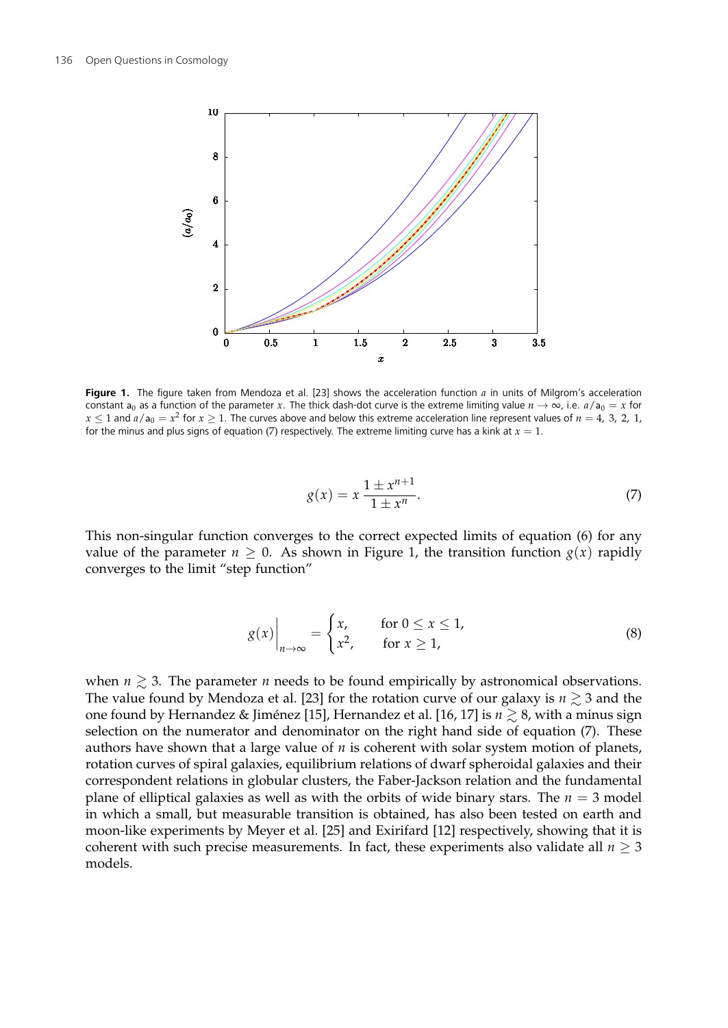**Figure 1.** The figure taken from Mendoza et al. [23] shows the acceleration function $a$ in units of Milgrom's acceleration constant $a_0$ as a function of the parameter $x$. The thick dash-dot curve is the extreme limiting value $n \to \infty$, i.e. $a/a_0 = x$ for $x \leq 1$ and $a/a_0 = x^2$ for $x \geq 1$. The curves above and below this extreme acceleration line represent values of $n = 4, 3, 2, 1$, for the minus and plus signs of equation (7) respectively. The extreme limiting curve has a kink at $x = 1$.

$$g(x) = x \, \frac{1 \pm x^{n+1}}{1 \pm x^n}. \tag{7}$$

This non-singular function converges to the correct expected limits of equation (6) for any value of the parameter $n \geq 0$. As shown in Figure 1, the transition function $g(x)$ rapidly converges to the limit "step function"

$$g(x)\bigg|_{n\to\infty} = \begin{cases} x, & \text{for } 0 \leq x \leq 1, \\ x^2, & \text{for } x \geq 1, \end{cases} \tag{8}$$

when $n \gtrsim 3$. The parameter $n$ needs to be found empirically by astronomical observations. The value found by Mendoza et al. [23] for the rotation curve of our galaxy is $n \gtrsim 3$ and the one found by Hernandez & Jiménez [15], Hernandez et al. [16, 17] is $n \gtrsim 8$, with a minus sign selection on the numerator and denominator on the right hand side of equation (7). These authors have shown that a large value of $n$ is coherent with solar system motion of planets, rotation curves of spiral galaxies, equilibrium relations of dwarf spheroidal galaxies and their correspondent relations in globular clusters, the Faber-Jackson relation and the fundamental plane of elliptical galaxies as well as with the orbits of wide binary stars. The $n = 3$ model in which a small, but measurable transition is obtained, has also been tested on earth and moon-like experiments by Meyer et al. [25] and Exirifard [12] respectively, showing that it is coherent with such precise measurements. In fact, these experiments also validate all $n \geq 3$ models.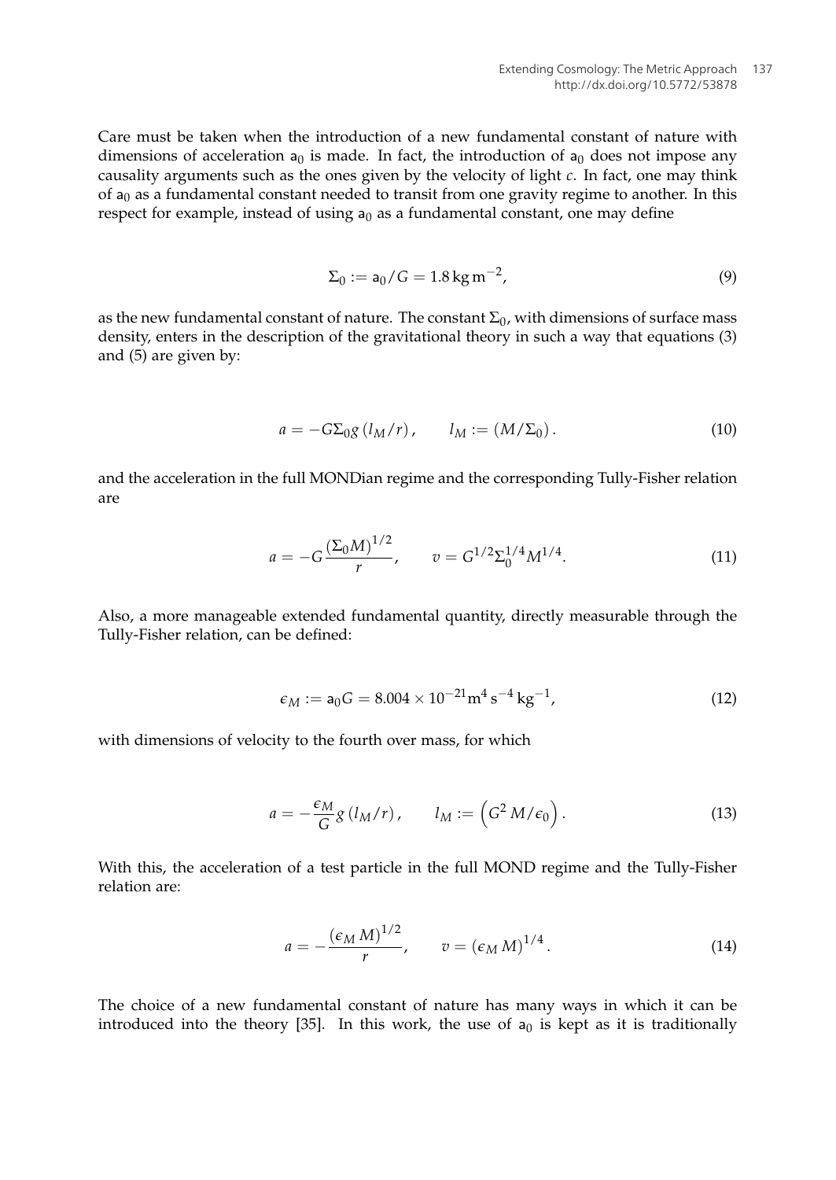Care must be taken when the introduction of a new fundamental constant of nature with dimensions of acceleration $a_0$ is made. In fact, the introduction of $a_0$ does not impose any causality arguments such as the ones given by the velocity of light $c$. In fact, one may think of $a_0$ as a fundamental constant needed to transit from one gravity regime to another. In this respect for example, instead of using $a_0$ as a fundamental constant, one may define

$$\Sigma_0 := a_0/G = 1.8\,\mathrm{kg\,m^{-2}}, \tag{9}$$

as the new fundamental constant of nature. The constant $\Sigma_0$, with dimensions of surface mass density, enters in the description of the gravitational theory in such a way that equations (3) and (5) are given by:

$$a = -G\Sigma_0 g\left(l_M/r\right), \qquad l_M := \left(M/\Sigma_0\right). \tag{10}$$

and the acceleration in the full MONDian regime and the corresponding Tully-Fisher relation are

$$a = -G\frac{\left(\Sigma_0 M\right)^{1/2}}{r}, \qquad v = G^{1/2}\Sigma_0^{1/4}M^{1/4}. \tag{11}$$

Also, a more manageable extended fundamental quantity, directly measurable through the Tully-Fisher relation, can be defined:

$$\epsilon_M := a_0 G = 8.004\times 10^{-21}\mathrm{m^4\,s^{-4}\,kg^{-1}}, \tag{12}$$

with dimensions of velocity to the fourth over mass, for which

$$a = -\frac{\epsilon_M}{G}g\left(l_M/r\right), \qquad l_M := \left(G^2\,M/\epsilon_0\right). \tag{13}$$

With this, the acceleration of a test particle in the full MOND regime and the Tully-Fisher relation are:

$$a = -\frac{\left(\epsilon_M\,M\right)^{1/2}}{r}, \qquad v = \left(\epsilon_M\,M\right)^{1/4}. \tag{14}$$

The choice of a new fundamental constant of nature has many ways in which it can be introduced into the theory [35]. In this work, the use of $a_0$ is kept as it is traditionally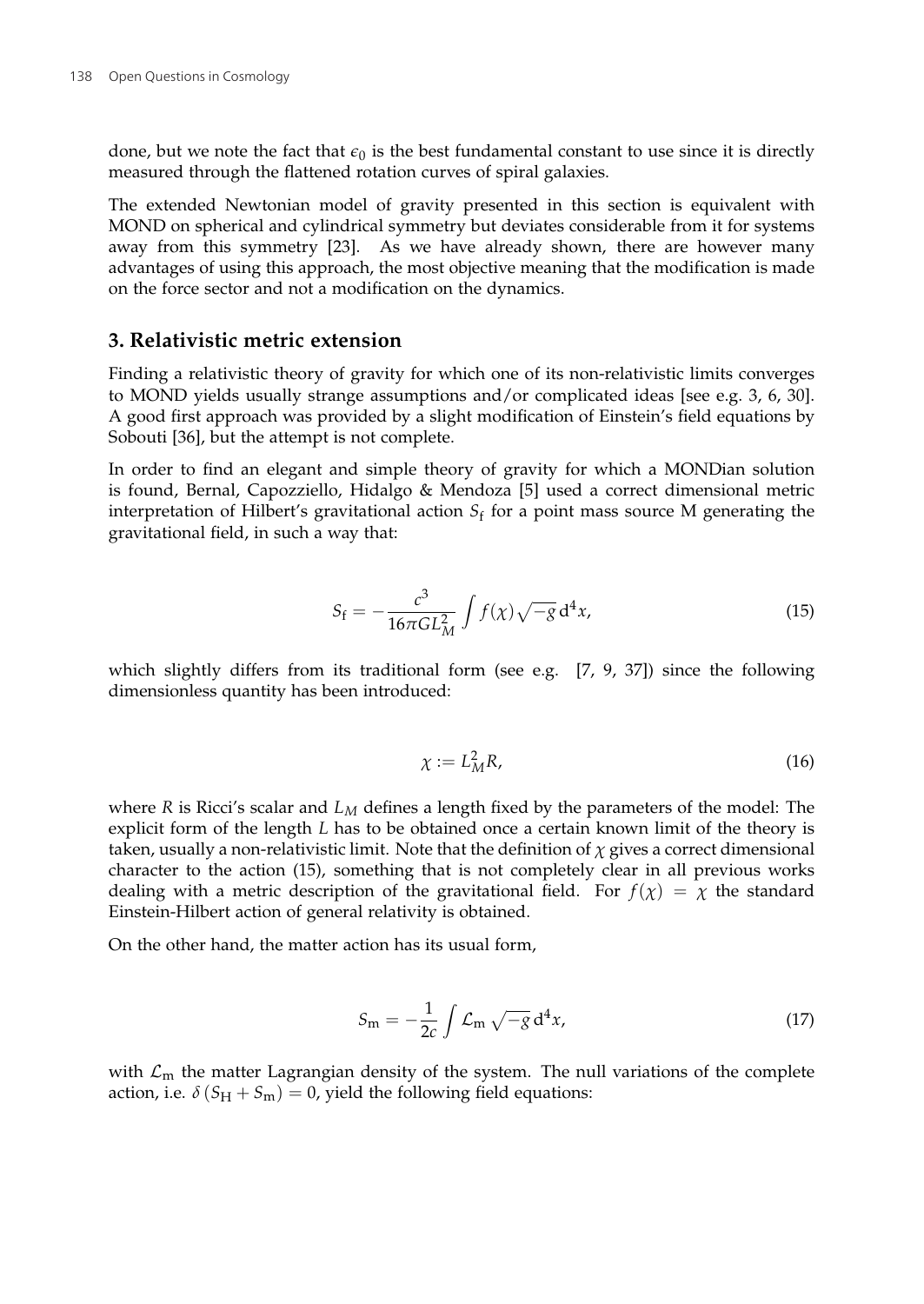done, but we note the fact that $\epsilon_0$ is the best fundamental constant to use since it is directly measured through the flattened rotation curves of spiral galaxies.

The extended Newtonian model of gravity presented in this section is equivalent with MOND on spherical and cylindrical symmetry but deviates considerable from it for systems away from this symmetry [23]. As we have already shown, there are however many advantages of using this approach, the most objective meaning that the modification is made on the force sector and not a modification on the dynamics.

## 3. Relativistic metric extension

Finding a relativistic theory of gravity for which one of its non-relativistic limits converges to MOND yields usually strange assumptions and/or complicated ideas [see e.g. 3, 6, 30]. A good first approach was provided by a slight modification of Einstein's field equations by Sobouti [36], but the attempt is not complete.

In order to find an elegant and simple theory of gravity for which a MONDian solution is found, Bernal, Capozziello, Hidalgo & Mendoza [5] used a correct dimensional metric interpretation of Hilbert's gravitational action $S_{\mathrm{f}}$ for a point mass source M generating the gravitational field, in such a way that:

$$S_{\mathrm{f}} = -\frac{c^3}{16\pi G L_M^2} \int f(\chi) \sqrt{-g} \, \mathrm{d}^4 x, \tag{15}$$

which slightly differs from its traditional form (see e.g. [7, 9, 37]) since the following dimensionless quantity has been introduced:

$$\chi := L_M^2 R, \tag{16}$$

where $R$ is Ricci's scalar and $L_M$ defines a length fixed by the parameters of the model: The explicit form of the length $L$ has to be obtained once a certain known limit of the theory is taken, usually a non-relativistic limit. Note that the definition of $\chi$ gives a correct dimensional character to the action (15), something that is not completely clear in all previous works dealing with a metric description of the gravitational field. For $f(\chi) = \chi$ the standard Einstein-Hilbert action of general relativity is obtained.

On the other hand, the matter action has its usual form,

$$S_{\mathrm{m}} = -\frac{1}{2c} \int \mathcal{L}_{\mathrm{m}} \sqrt{-g} \, \mathrm{d}^4 x, \tag{17}$$

with $\mathcal{L}_{\mathrm{m}}$ the matter Lagrangian density of the system. The null variations of the complete action, i.e. $\delta \left( S_{\mathrm{H}} + S_{\mathrm{m}} \right) = 0$, yield the following field equations: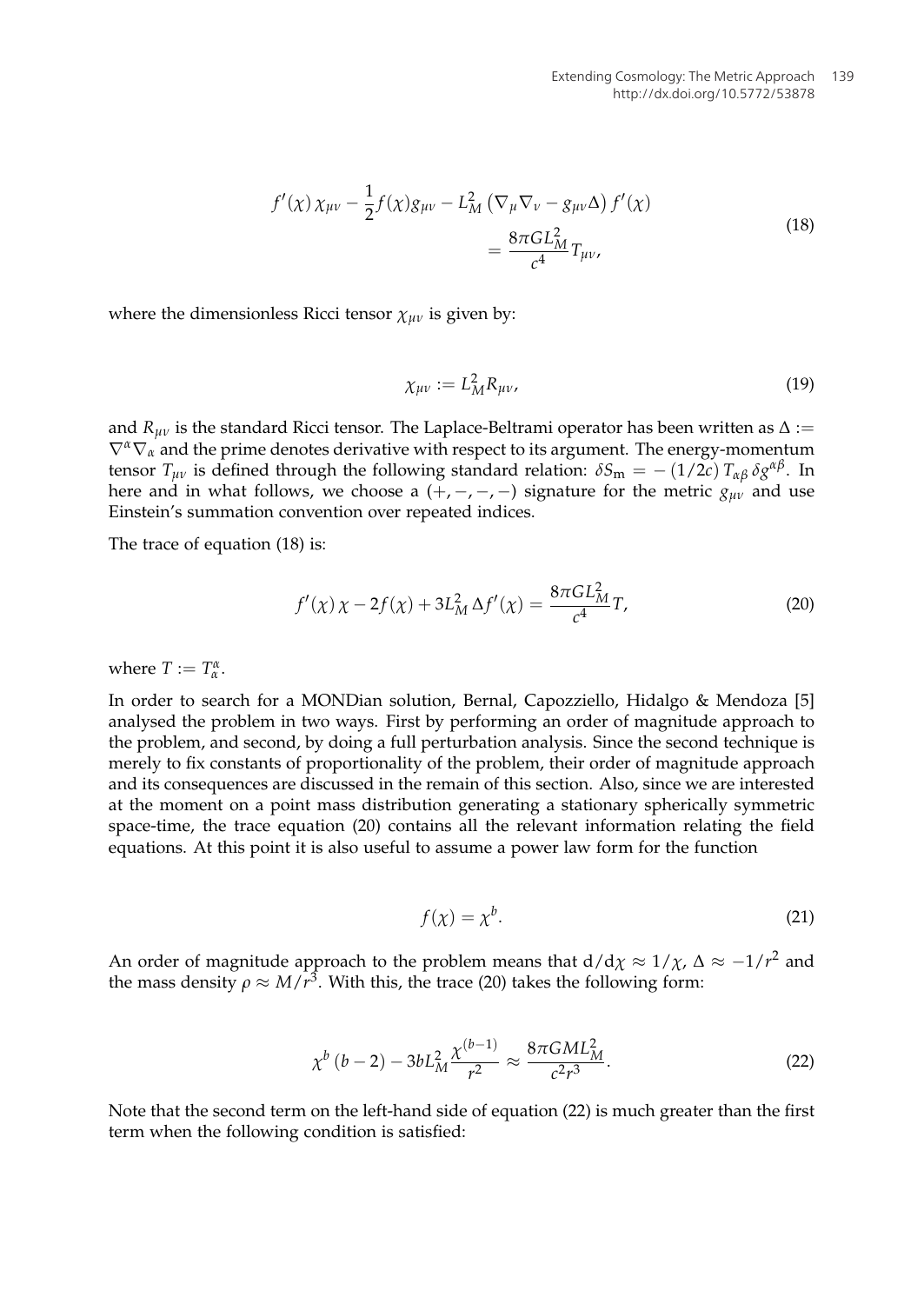$$
\begin{aligned}
f'(\chi)\,\chi_{\mu\nu} - \frac{1}{2} f(\chi) g_{\mu\nu} - L_M^2 \left( \nabla_\mu \nabla_\nu - g_{\mu\nu} \Delta \right) f'(\chi) \\
= \frac{8\pi G L_M^2}{c^4} T_{\mu\nu},
\end{aligned}
\tag{18}
$$

where the dimensionless Ricci tensor $\chi_{\mu\nu}$ is given by:

$$
\chi_{\mu\nu} := L_M^2 R_{\mu\nu}, \tag{19}
$$

and $R_{\mu\nu}$ is the standard Ricci tensor. The Laplace-Beltrami operator has been written as $\Delta := \nabla^\alpha \nabla_\alpha$ and the prime denotes derivative with respect to its argument. The energy-momentum tensor $T_{\mu\nu}$ is defined through the following standard relation: $\delta S_\mathrm{m} = -(1/2c)\, T_{\alpha\beta}\, \delta g^{\alpha\beta}$. In here and in what follows, we choose a $(+,-,-,-)$ signature for the metric $g_{\mu\nu}$ and use Einstein's summation convention over repeated indices.

The trace of equation (18) is:

$$
f'(\chi)\,\chi - 2f(\chi) + 3L_M^2\,\Delta f'(\chi) = \frac{8\pi G L_M^2}{c^4} T, \tag{20}
$$

where $T := T^\alpha_{\ \alpha}$.

In order to search for a MONDian solution, Bernal, Capozziello, Hidalgo & Mendoza [5] analysed the problem in two ways. First by performing an order of magnitude approach to the problem, and second, by doing a full perturbation analysis. Since the second technique is merely to fix constants of proportionality of the problem, their order of magnitude approach and its consequences are discussed in the remain of this section. Also, since we are interested at the moment on a point mass distribution generating a stationary spherically symmetric space-time, the trace equation (20) contains all the relevant information relating the field equations. At this point it is also useful to assume a power law form for the function

$$
f(\chi) = \chi^b. \tag{21}
$$

An order of magnitude approach to the problem means that $\mathrm{d}/\mathrm{d}\chi \approx 1/\chi$, $\Delta \approx -1/r^2$ and the mass density $\rho \approx M/r^3$. With this, the trace (20) takes the following form:

$$
\chi^b\,(b-2) - 3bL_M^2 \frac{\chi^{(b-1)}}{r^2} \approx \frac{8\pi G M L_M^2}{c^2 r^3}. \tag{22}
$$

Note that the second term on the left-hand side of equation (22) is much greater than the first term when the following condition is satisfied: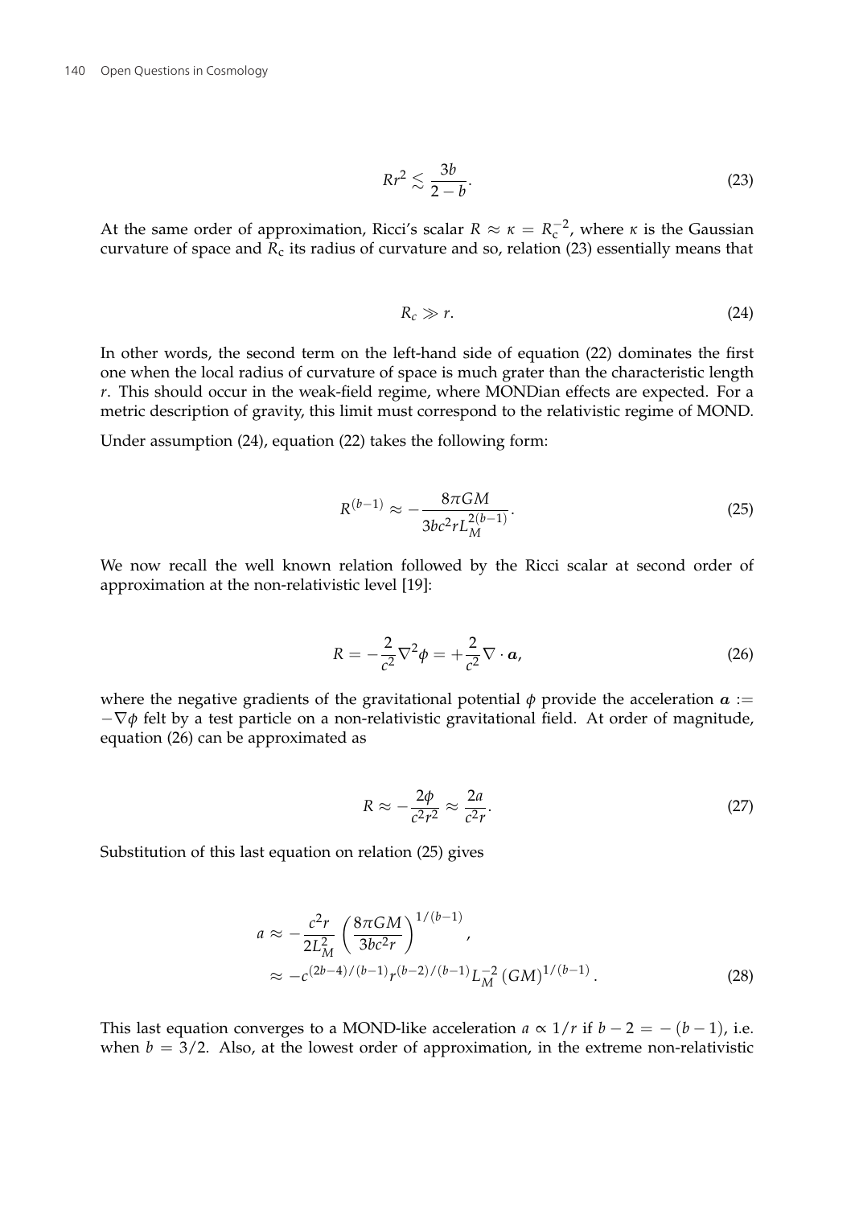$$Rr^2 \lesssim \frac{3b}{2-b}. \tag{23}$$

At the same order of approximation, Ricci's scalar $R \approx \kappa = R_c^{-2}$, where $\kappa$ is the Gaussian curvature of space and $R_c$ its radius of curvature and so, relation (23) essentially means that

$$R_c \gg r. \tag{24}$$

In other words, the second term on the left-hand side of equation (22) dominates the first one when the local radius of curvature of space is much grater than the characteristic length $r$. This should occur in the weak-field regime, where MONDian effects are expected. For a metric description of gravity, this limit must correspond to the relativistic regime of MOND.

Under assumption (24), equation (22) takes the following form:

$$R^{(b-1)} \approx -\frac{8\pi GM}{3bc^2 r L_M^{2(b-1)}}. \tag{25}$$

We now recall the well known relation followed by the Ricci scalar at second order of approximation at the non-relativistic level [19]:

$$R = -\frac{2}{c^2}\nabla^2\phi = +\frac{2}{c^2}\nabla \cdot \boldsymbol{a}, \tag{26}$$

where the negative gradients of the gravitational potential $\phi$ provide the acceleration $\boldsymbol{a} := -\nabla\phi$ felt by a test particle on a non-relativistic gravitational field. At order of magnitude, equation (26) can be approximated as

$$R \approx -\frac{2\phi}{c^2 r^2} \approx \frac{2a}{c^2 r}. \tag{27}$$

Substitution of this last equation on relation (25) gives

$$\begin{aligned} a &\approx -\frac{c^2 r}{2L_M^2}\left(\frac{8\pi GM}{3bc^2 r}\right)^{1/(b-1)}, \\ &\approx -c^{(2b-4)/(b-1)} r^{(b-2)/(b-1)} L_M^{-2} (GM)^{1/(b-1)}. \end{aligned} \tag{28}$$

This last equation converges to a MOND-like acceleration $a \propto 1/r$ if $b - 2 = -(b-1)$, i.e. when $b = 3/2$. Also, at the lowest order of approximation, in the extreme non-relativistic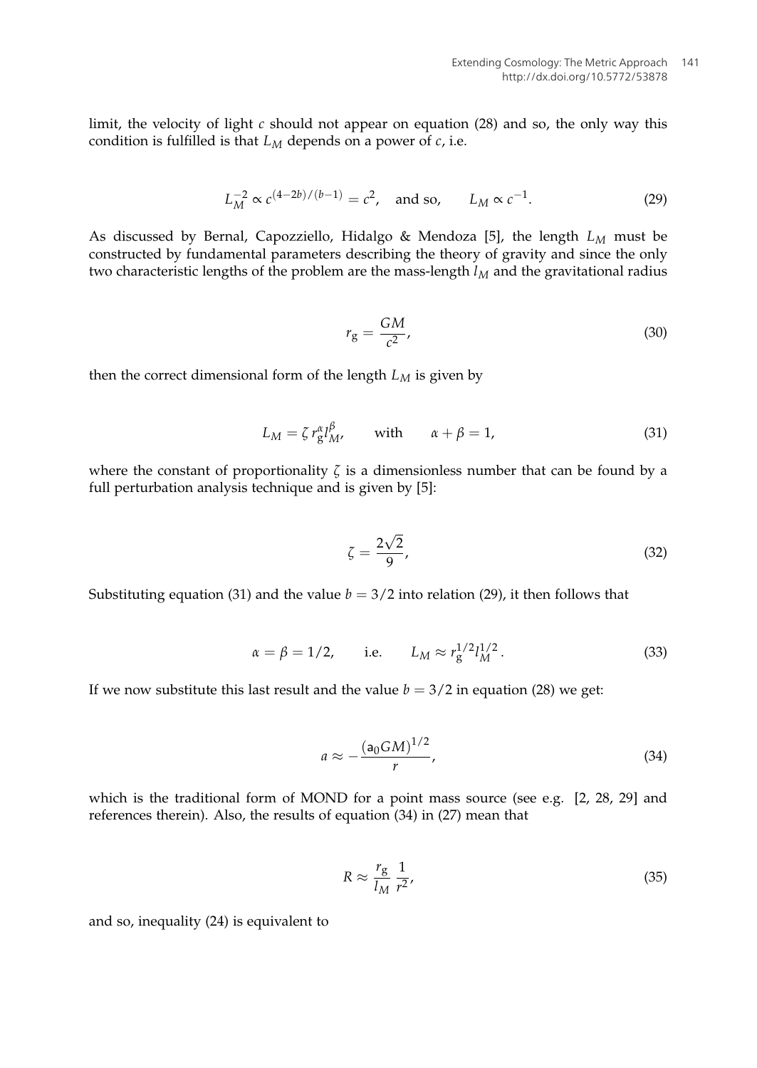limit, the velocity of light $c$ should not appear on equation (28) and so, the only way this condition is fulfilled is that $L_M$ depends on a power of $c$, i.e.

$$L_M^{-2} \propto c^{(4-2b)/(b-1)} = c^2, \quad \text{and so,} \qquad L_M \propto c^{-1}. \tag{29}$$

As discussed by Bernal, Capozziello, Hidalgo & Mendoza [5], the length $L_M$ must be constructed by fundamental parameters describing the theory of gravity and since the only two characteristic lengths of the problem are the mass-length $l_M$ and the gravitational radius

$$r_{\text{g}} = \frac{GM}{c^2}, \tag{30}$$

then the correct dimensional form of the length $L_M$ is given by

$$L_M = \zeta \, r_{\text{g}}^{\alpha} l_M^{\beta}, \qquad \text{with} \qquad \alpha + \beta = 1, \tag{31}$$

where the constant of proportionality $\zeta$ is a dimensionless number that can be found by a full perturbation analysis technique and is given by [5]:

$$\zeta = \frac{2\sqrt{2}}{9}, \tag{32}$$

Substituting equation (31) and the value $b = 3/2$ into relation (29), it then follows that

$$\alpha = \beta = 1/2, \qquad \text{i.e.} \qquad L_M \approx r_{\text{g}}^{1/2} l_M^{1/2}. \tag{33}$$

If we now substitute this last result and the value $b = 3/2$ in equation (28) we get:

$$a \approx -\frac{(\mathsf{a}_0 GM)^{1/2}}{r}, \tag{34}$$

which is the traditional form of MOND for a point mass source (see e.g. [2, 28, 29] and references therein). Also, the results of equation (34) in (27) mean that

$$R \approx \frac{r_{\text{g}}}{l_M} \, \frac{1}{r^2}, \tag{35}$$

and so, inequality (24) is equivalent to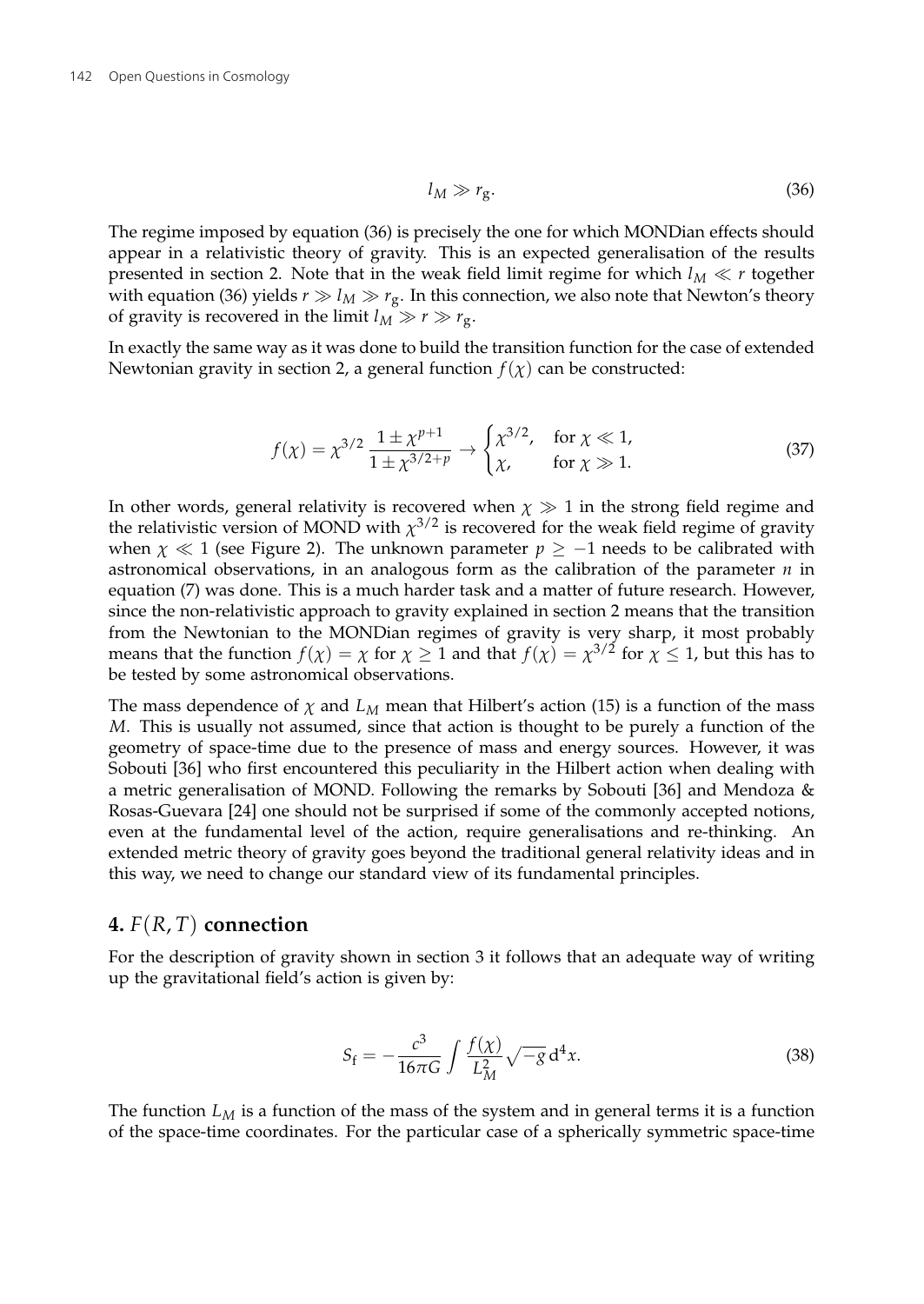$$l_M \gg r_g. \tag{36}$$

The regime imposed by equation (36) is precisely the one for which MONDian effects should appear in a relativistic theory of gravity. This is an expected generalisation of the results presented in section 2. Note that in the weak field limit regime for which $l_M \ll r$ together with equation (36) yields $r \gg l_M \gg r_g$. In this connection, we also note that Newton's theory of gravity is recovered in the limit $l_M \gg r \gg r_g$.

In exactly the same way as it was done to build the transition function for the case of extended Newtonian gravity in section 2, a general function $f(\chi)$ can be constructed:

$$f(\chi) = \chi^{3/2} \, \frac{1 \pm \chi^{p+1}}{1 \pm \chi^{3/2+p}} \rightarrow \begin{cases} \chi^{3/2}, & \text{for } \chi \ll 1, \\ \chi, & \text{for } \chi \gg 1. \end{cases} \tag{37}$$

In other words, general relativity is recovered when $\chi \gg 1$ in the strong field regime and the relativistic version of MOND with $\chi^{3/2}$ is recovered for the weak field regime of gravity when $\chi \ll 1$ (see Figure 2). The unknown parameter $p \geq -1$ needs to be calibrated with astronomical observations, in an analogous form as the calibration of the parameter $n$ in equation (7) was done. This is a much harder task and a matter of future research. However, since the non-relativistic approach to gravity explained in section 2 means that the transition from the Newtonian to the MONDian regimes of gravity is very sharp, it most probably means that the function $f(\chi) = \chi$ for $\chi \geq 1$ and that $f(\chi) = \chi^{3/2}$ for $\chi \leq 1$, but this has to be tested by some astronomical observations.

The mass dependence of $\chi$ and $L_M$ mean that Hilbert's action (15) is a function of the mass $M$. This is usually not assumed, since that action is thought to be purely a function of the geometry of space-time due to the presence of mass and energy sources. However, it was Sobouti [36] who first encountered this peculiarity in the Hilbert action when dealing with a metric generalisation of MOND. Following the remarks by Sobouti [36] and Mendoza & Rosas-Guevara [24] one should not be surprised if some of the commonly accepted notions, even at the fundamental level of the action, require generalisations and re-thinking. An extended metric theory of gravity goes beyond the traditional general relativity ideas and in this way, we need to change our standard view of its fundamental principles.

## 4. $F(R, T)$ connection

For the description of gravity shown in section 3 it follows that an adequate way of writing up the gravitational field's action is given by:

$$S_{\text{f}} = -\frac{c^3}{16\pi G} \int \frac{f(\chi)}{L_M^2} \sqrt{-g} \, \mathrm{d}^4 x. \tag{38}$$

The function $L_M$ is a function of the mass of the system and in general terms it is a function of the space-time coordinates. For the particular case of a spherically symmetric space-time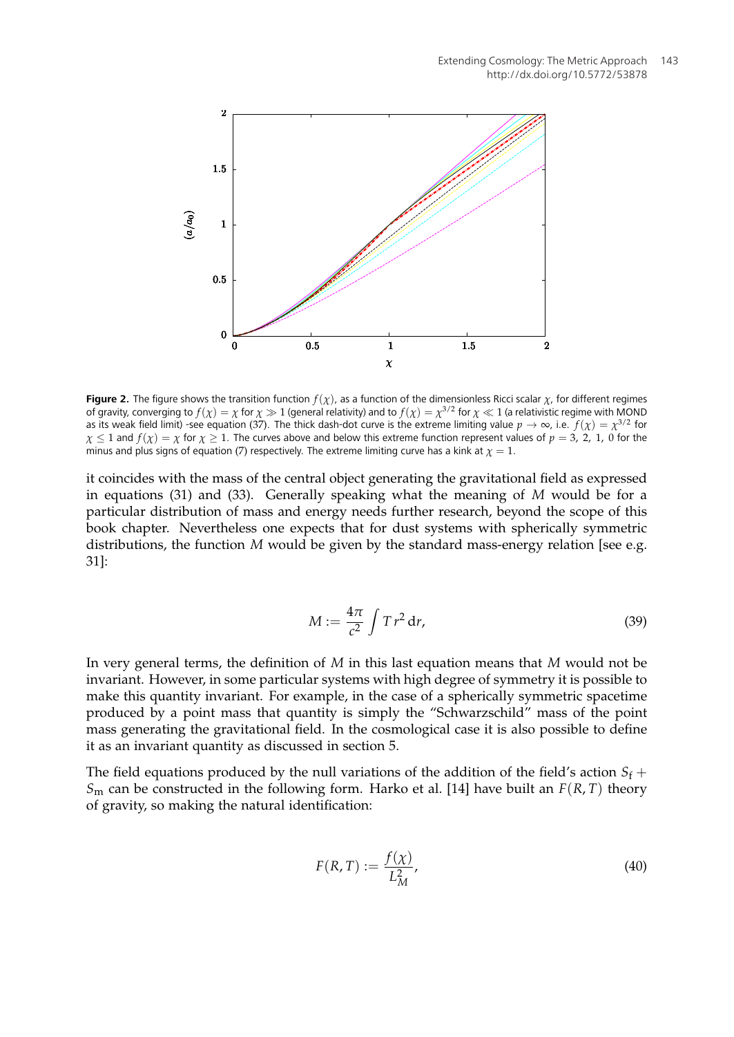**Figure 2.** The figure shows the transition function $f(\chi)$, as a function of the dimensionless Ricci scalar $\chi$, for different regimes of gravity, converging to $f(\chi) = \chi$ for $\chi \gg 1$ (general relativity) and to $f(\chi) = \chi^{3/2}$ for $\chi \ll 1$ (a relativistic regime with MOND as its weak field limit) -see equation (37). The thick dash-dot curve is the extreme limiting value $p \to \infty$, i.e. $f(\chi) = \chi^{3/2}$ for $\chi \leq 1$ and $f(\chi) = \chi$ for $\chi \geq 1$. The curves above and below this extreme function represent values of $p = 3, 2, 1, 0$ for the minus and plus signs of equation (7) respectively. The extreme limiting curve has a kink at $\chi = 1$.

it coincides with the mass of the central object generating the gravitational field as expressed in equations (31) and (33). Generally speaking what the meaning of $M$ would be for a particular distribution of mass and energy needs further research, beyond the scope of this book chapter. Nevertheless one expects that for dust systems with spherically symmetric distributions, the function $M$ would be given by the standard mass-energy relation [see e.g. 31]:

$$M := \frac{4\pi}{c^2} \int T\, r^2 \,\mathrm{d}r, \tag{39}$$

In very general terms, the definition of $M$ in this last equation means that $M$ would not be invariant. However, in some particular systems with high degree of symmetry it is possible to make this quantity invariant. For example, in the case of a spherically symmetric spacetime produced by a point mass that quantity is simply the “Schwarzschild” mass of the point mass generating the gravitational field. In the cosmological case it is also possible to define it as an invariant quantity as discussed in section 5.

The field equations produced by the null variations of the addition of the field's action $S_\mathrm{f} + S_\mathrm{m}$ can be constructed in the following form. Harko et al. [14] have built an $F(R, T)$ theory of gravity, so making the natural identification:

$$F(R, T) := \frac{f(\chi)}{L_M^2}, \tag{40}$$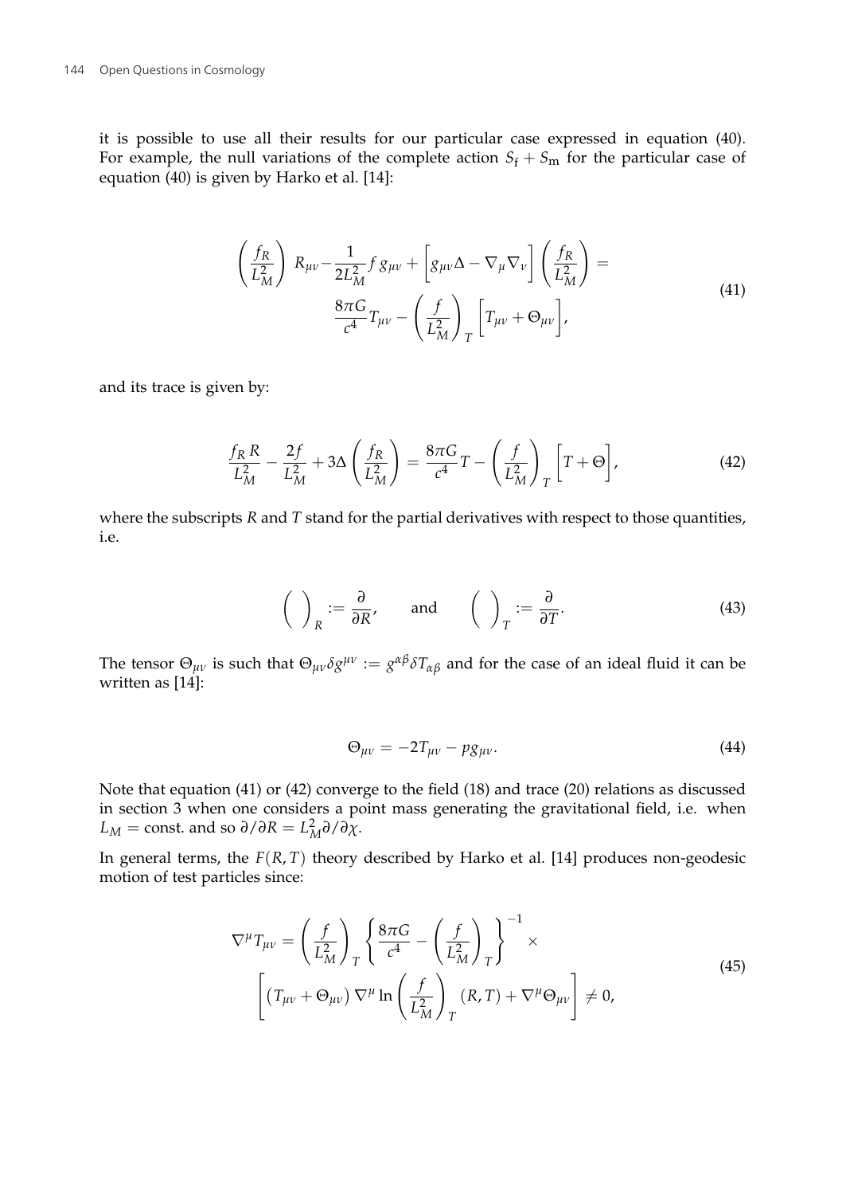it is possible to use all their results for our particular case expressed in equation (40). For example, the null variations of the complete action $S_{\mathrm{f}} + S_{\mathrm{m}}$ for the particular case of equation (40) is given by Harko et al. [14]:

$$
\begin{aligned}
\left( \frac{f_R}{L_M^2} \right) \, R_{\mu\nu} - \frac{1}{2L_M^2} f \, g_{\mu\nu} + \Big[ g_{\mu\nu} \Delta - \nabla_\mu \nabla_\nu \Big] \left( \frac{f_R}{L_M^2} \right) = \\
\frac{8\pi G}{c^4} T_{\mu\nu} - \left( \frac{f}{L_M^2} \right)_T \Big[ T_{\mu\nu} + \Theta_{\mu\nu} \Big],
\end{aligned}
\tag{41}
$$

and its trace is given by:

$$
\frac{f_R \, R}{L_M^2} - \frac{2f}{L_M^2} + 3\Delta \left( \frac{f_R}{L_M^2} \right) = \frac{8\pi G}{c^4} T - \left( \frac{f}{L_M^2} \right)_T \Big[ T + \Theta \Big],
\tag{42}
$$

where the subscripts $R$ and $T$ stand for the partial derivatives with respect to those quantities, i.e.

$$
\Big( \; \Big)_R := \frac{\partial}{\partial R}, \qquad \text{and} \qquad \Big( \; \Big)_T := \frac{\partial}{\partial T}.
\tag{43}
$$

The tensor $\Theta_{\mu\nu}$ is such that $\Theta_{\mu\nu} \delta g^{\mu\nu} := g^{\alpha\beta} \delta T_{\alpha\beta}$ and for the case of an ideal fluid it can be written as [14]:

$$
\Theta_{\mu\nu} = -2T_{\mu\nu} - p g_{\mu\nu}.
\tag{44}
$$

Note that equation (41) or (42) converge to the field (18) and trace (20) relations as discussed in section 3 when one considers a point mass generating the gravitational field, i.e. when $L_M = \text{const.}$ and so $\partial / \partial R = L_M^2 \partial / \partial \chi$.

In general terms, the $F(R, T)$ theory described by Harko et al. [14] produces non-geodesic motion of test particles since:

$$
\begin{aligned}
\nabla^\mu T_{\mu\nu} = \left( \frac{f}{L_M^2} \right)_T \left\{ \frac{8\pi G}{c^4} - \left( \frac{f}{L_M^2} \right)_T \right\}^{-1} \times \\
\left[ \left( T_{\mu\nu} + \Theta_{\mu\nu} \right) \nabla^\mu \ln \left( \frac{f}{L_M^2} \right)_T (R, T) + \nabla^\mu \Theta_{\mu\nu} \right] \neq 0,
\end{aligned}
\tag{45}
$$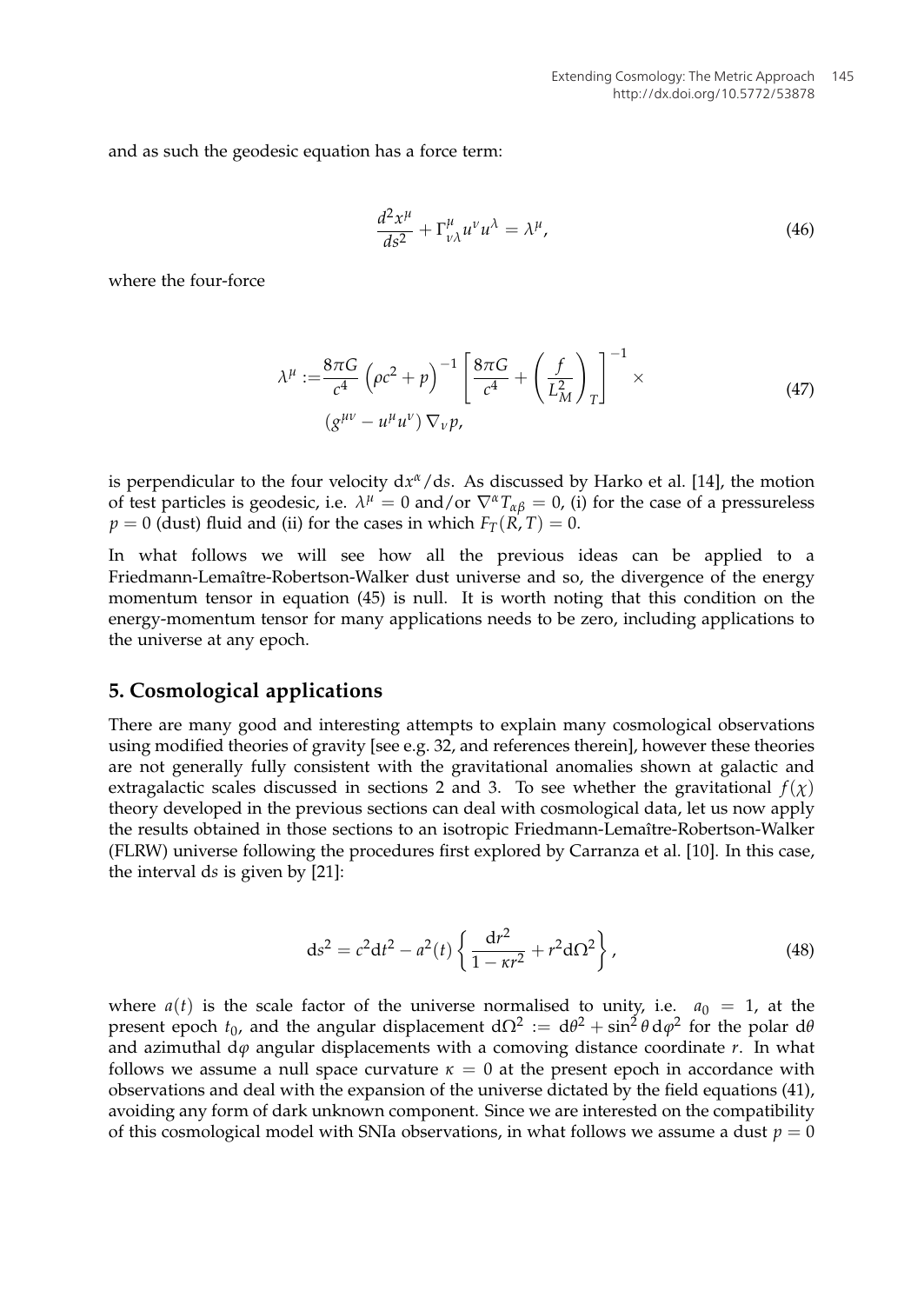and as such the geodesic equation has a force term:

$$\frac{d^2x^\mu}{ds^2} + \Gamma^\mu_{\nu\lambda} u^\nu u^\lambda = \lambda^\mu, \tag{46}$$

where the four-force

$$\begin{aligned} \lambda^\mu :=& \frac{8\pi G}{c^4}\left(\rho c^2 + p\right)^{-1}\left[\frac{8\pi G}{c^4} + \left(\frac{f}{L_M^2}\right)_T\right]^{-1} \times \\ & \left(g^{\mu\nu} - u^\mu u^\nu\right)\nabla_\nu p, \end{aligned} \tag{47}$$

is perpendicular to the four velocity $\mathrm{d}x^\alpha/\mathrm{d}s$. As discussed by Harko et al. [14], the motion of test particles is geodesic, i.e. $\lambda^\mu = 0$ and/or $\nabla^\alpha T_{\alpha\beta} = 0$, (i) for the case of a pressureless $p = 0$ (dust) fluid and (ii) for the cases in which $F_T(R, T) = 0$.

In what follows we will see how all the previous ideas can be applied to a Friedmann-Lemaître-Robertson-Walker dust universe and so, the divergence of the energy momentum tensor in equation (45) is null. It is worth noting that this condition on the energy-momentum tensor for many applications needs to be zero, including applications to the universe at any epoch.

## 5. Cosmological applications

There are many good and interesting attempts to explain many cosmological observations using modified theories of gravity [see e.g. 32, and references therein], however these theories are not generally fully consistent with the gravitational anomalies shown at galactic and extragalactic scales discussed in sections 2 and 3. To see whether the gravitational $f(\chi)$ theory developed in the previous sections can deal with cosmological data, let us now apply the results obtained in those sections to an isotropic Friedmann-Lemaître-Robertson-Walker (FLRW) universe following the procedures first explored by Carranza et al. [10]. In this case, the interval $\mathrm{d}s$ is given by [21]:

$$\mathrm{d}s^2 = c^2\mathrm{d}t^2 - a^2(t)\left\{\frac{\mathrm{d}r^2}{1 - \kappa r^2} + r^2\mathrm{d}\Omega^2\right\}, \tag{48}$$

where $a(t)$ is the scale factor of the universe normalised to unity, i.e. $a_0 = 1$, at the present epoch $t_0$, and the angular displacement $\mathrm{d}\Omega^2 := \mathrm{d}\theta^2 + \sin^2\theta\,\mathrm{d}\varphi^2$ for the polar $\mathrm{d}\theta$ and azimuthal $\mathrm{d}\varphi$ angular displacements with a comoving distance coordinate $r$. In what follows we assume a null space curvature $\kappa = 0$ at the present epoch in accordance with observations and deal with the expansion of the universe dictated by the field equations (41), avoiding any form of dark unknown component. Since we are interested on the compatibility of this cosmological model with SNIa observations, in what follows we assume a dust $p = 0$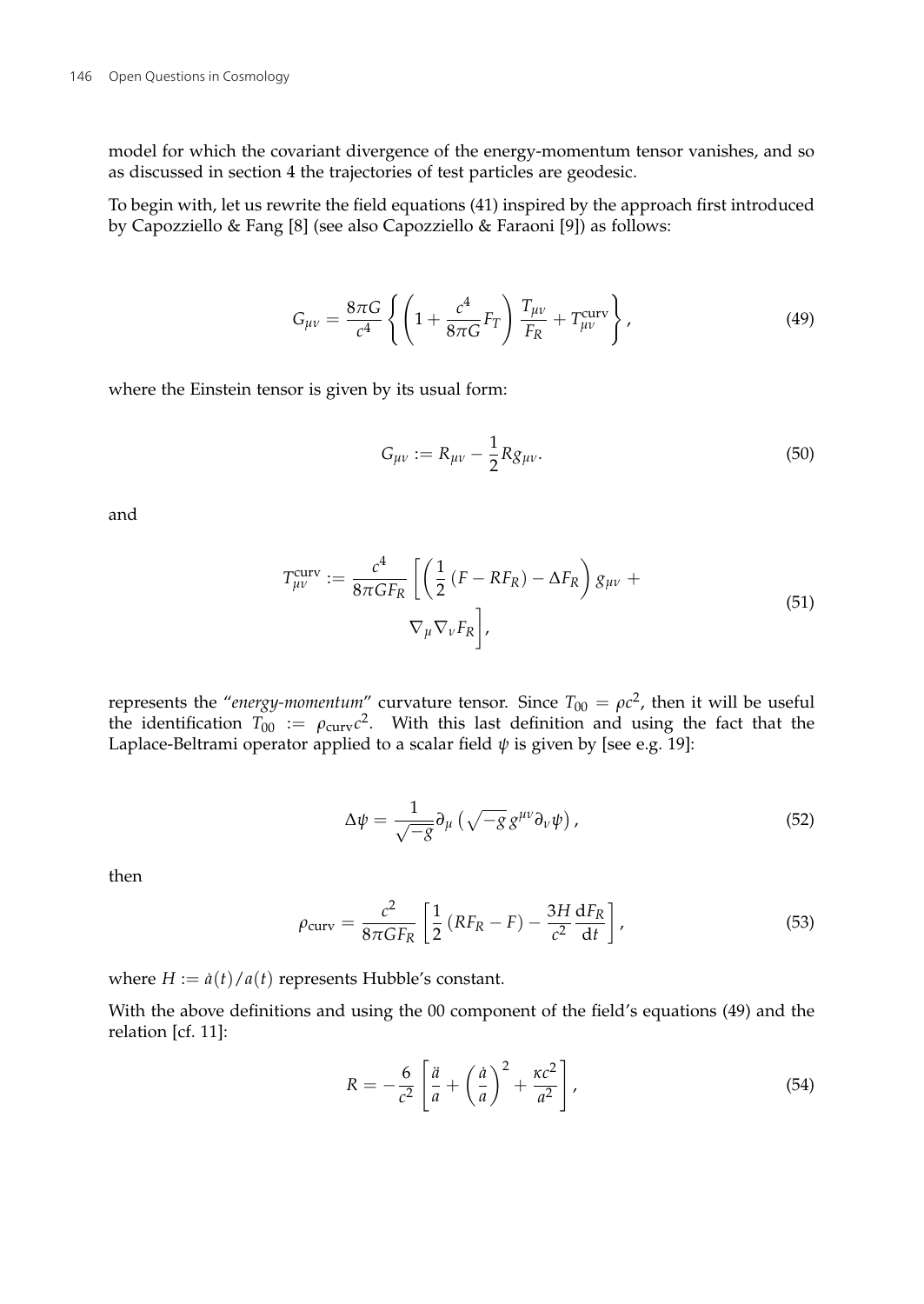model for which the covariant divergence of the energy-momentum tensor vanishes, and so as discussed in section 4 the trajectories of test particles are geodesic.

To begin with, let us rewrite the field equations (41) inspired by the approach first introduced by Capozziello & Fang [8] (see also Capozziello & Faraoni [9]) as follows:

$$G_{\mu\nu} = \frac{8\pi G}{c^4} \left\{ \left( 1 + \frac{c^4}{8\pi G} F_T \right) \frac{T_{\mu\nu}}{F_R} + T^{\text{curv}}_{\mu\nu} \right\}, \tag{49}$$

where the Einstein tensor is given by its usual form:

$$G_{\mu\nu} := R_{\mu\nu} - \frac{1}{2} R g_{\mu\nu}. \tag{50}$$

and

$$T^{\text{curv}}_{\mu\nu} := \frac{c^4}{8\pi G F_R} \left[ \left( \frac{1}{2} \left( F - R F_R \right) - \Delta F_R \right) g_{\mu\nu} + \nabla_\mu \nabla_\nu F_R \right], \tag{51}$$

represents the "*energy-momentum*" curvature tensor. Since $T_{00} = \rho c^2$, then it will be useful the identification $T_{00} := \rho_{\text{curv}} c^2$. With this last definition and using the fact that the Laplace-Beltrami operator applied to a scalar field $\psi$ is given by [see e.g. 19]:

$$\Delta \psi = \frac{1}{\sqrt{-g}} \partial_\mu \left( \sqrt{-g}\, g^{\mu\nu} \partial_\nu \psi \right), \tag{52}$$

then

$$\rho_{\text{curv}} = \frac{c^2}{8\pi G F_R} \left[ \frac{1}{2} \left( R F_R - F \right) - \frac{3H}{c^2} \frac{\mathrm{d} F_R}{\mathrm{d}t} \right], \tag{53}$$

where $H := \dot{a}(t)/a(t)$ represents Hubble's constant.

With the above definitions and using the 00 component of the field's equations (49) and the relation [cf. 11]:

$$R = -\frac{6}{c^2} \left[ \frac{\ddot{a}}{a} + \left( \frac{\dot{a}}{a} \right)^2 + \frac{\kappa c^2}{a^2} \right], \tag{54}$$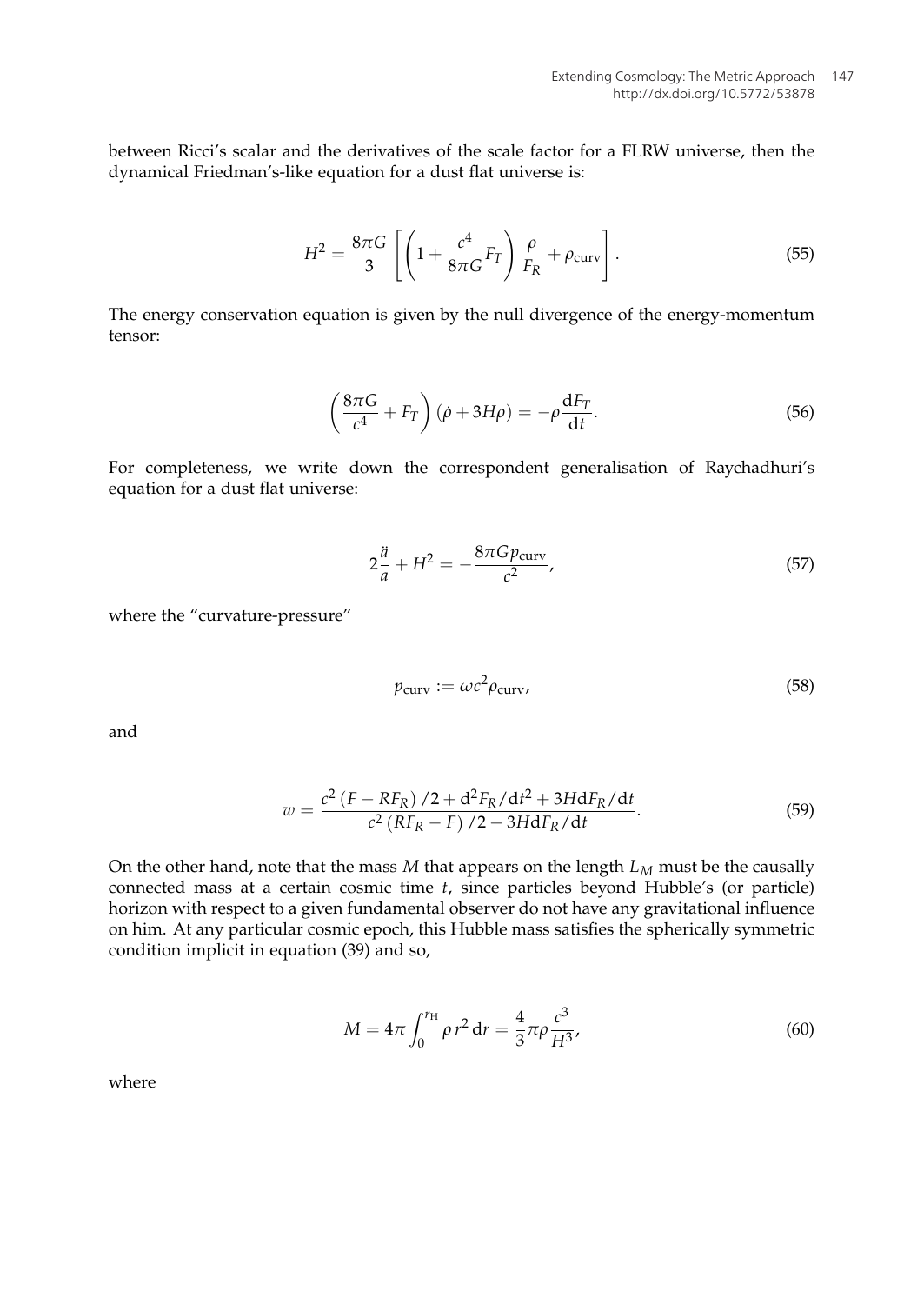between Ricci's scalar and the derivatives of the scale factor for a FLRW universe, then the dynamical Friedman's-like equation for a dust flat universe is:

$$H^2 = \frac{8\pi G}{3} \left[ \left( 1 + \frac{c^4}{8\pi G} F_T \right) \frac{\rho}{F_R} + \rho_{\text{curv}} \right]. \tag{55}$$

The energy conservation equation is given by the null divergence of the energy-momentum tensor:

$$\left( \frac{8\pi G}{c^4} + F_T \right) (\dot{\rho} + 3H\rho) = -\rho \frac{\mathrm{d}F_T}{\mathrm{d}t}. \tag{56}$$

For completeness, we write down the correspondent generalisation of Raychadhuri's equation for a dust flat universe:

$$2\frac{\ddot{a}}{a} + H^2 = -\frac{8\pi G p_{\text{curv}}}{c^2}, \tag{57}$$

where the "curvature-pressure"

$$p_{\text{curv}} := \omega c^2 \rho_{\text{curv}}, \tag{58}$$

and

$$w = \frac{c^2 \left( F - RF_R \right)/2 + \mathrm{d}^2 F_R/\mathrm{d}t^2 + 3H \mathrm{d}F_R/\mathrm{d}t}{c^2 \left( RF_R - F \right)/2 - 3H \mathrm{d}F_R/\mathrm{d}t}. \tag{59}$$

On the other hand, note that the mass $M$ that appears on the length $L_M$ must be the causally connected mass at a certain cosmic time $t$, since particles beyond Hubble's (or particle) horizon with respect to a given fundamental observer do not have any gravitational influence on him. At any particular cosmic epoch, this Hubble mass satisfies the spherically symmetric condition implicit in equation (39) and so,

$$M = 4\pi \int_0^{r_{\mathrm{H}}} \rho \, r^2 \, \mathrm{d}r = \frac{4}{3}\pi\rho \frac{c^3}{H^3}, \tag{60}$$

where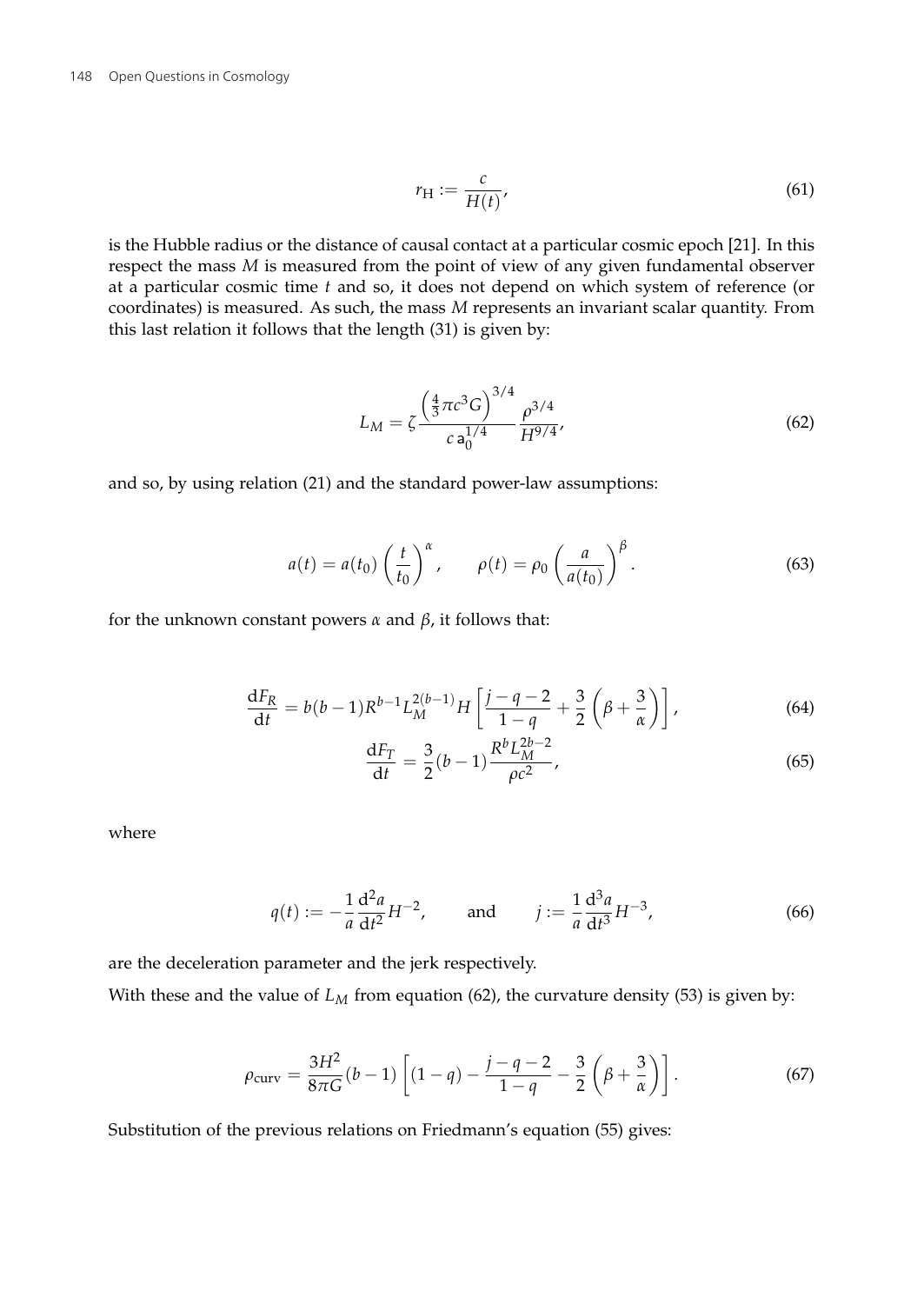$$r_{\mathrm{H}} := \frac{c}{H(t)}, \tag{61}$$

is the Hubble radius or the distance of causal contact at a particular cosmic epoch [21]. In this respect the mass $M$ is measured from the point of view of any given fundamental observer at a particular cosmic time $t$ and so, it does not depend on which system of reference (or coordinates) is measured. As such, the mass $M$ represents an invariant scalar quantity. From this last relation it follows that the length (31) is given by:

$$L_M = \zeta \frac{\left(\frac{4}{3}\pi c^3 G\right)^{3/4}}{c\, \mathsf{a}_0^{1/4}} \frac{\rho^{3/4}}{H^{9/4}}, \tag{62}$$

and so, by using relation (21) and the standard power-law assumptions:

$$a(t) = a(t_0)\left(\frac{t}{t_0}\right)^{\alpha}, \qquad \rho(t) = \rho_0 \left(\frac{a}{a(t_0)}\right)^{\beta}. \tag{63}$$

for the unknown constant powers $\alpha$ and $\beta$, it follows that:

$$\frac{\mathrm{d}F_R}{\mathrm{d}t} = b(b-1)R^{b-1}L_M^{2(b-1)}H\left[\frac{j-q-2}{1-q} + \frac{3}{2}\left(\beta + \frac{3}{\alpha}\right)\right], \tag{64}$$

$$\frac{\mathrm{d}F_T}{\mathrm{d}t} = \frac{3}{2}(b-1)\frac{R^b L_M^{2b-2}}{\rho c^2}, \tag{65}$$

where

$$q(t) := -\frac{1}{a}\frac{\mathrm{d}^2 a}{\mathrm{d}t^2}H^{-2}, \qquad \text{and} \qquad j := \frac{1}{a}\frac{\mathrm{d}^3 a}{\mathrm{d}t^3}H^{-3}, \tag{66}$$

are the deceleration parameter and the jerk respectively.

With these and the value of $L_M$ from equation (62), the curvature density (53) is given by:

$$\rho_{\mathrm{curv}} = \frac{3H^2}{8\pi G}(b-1)\left[(1-q) - \frac{j-q-2}{1-q} - \frac{3}{2}\left(\beta + \frac{3}{\alpha}\right)\right]. \tag{67}$$

Substitution of the previous relations on Friedmann's equation (55) gives: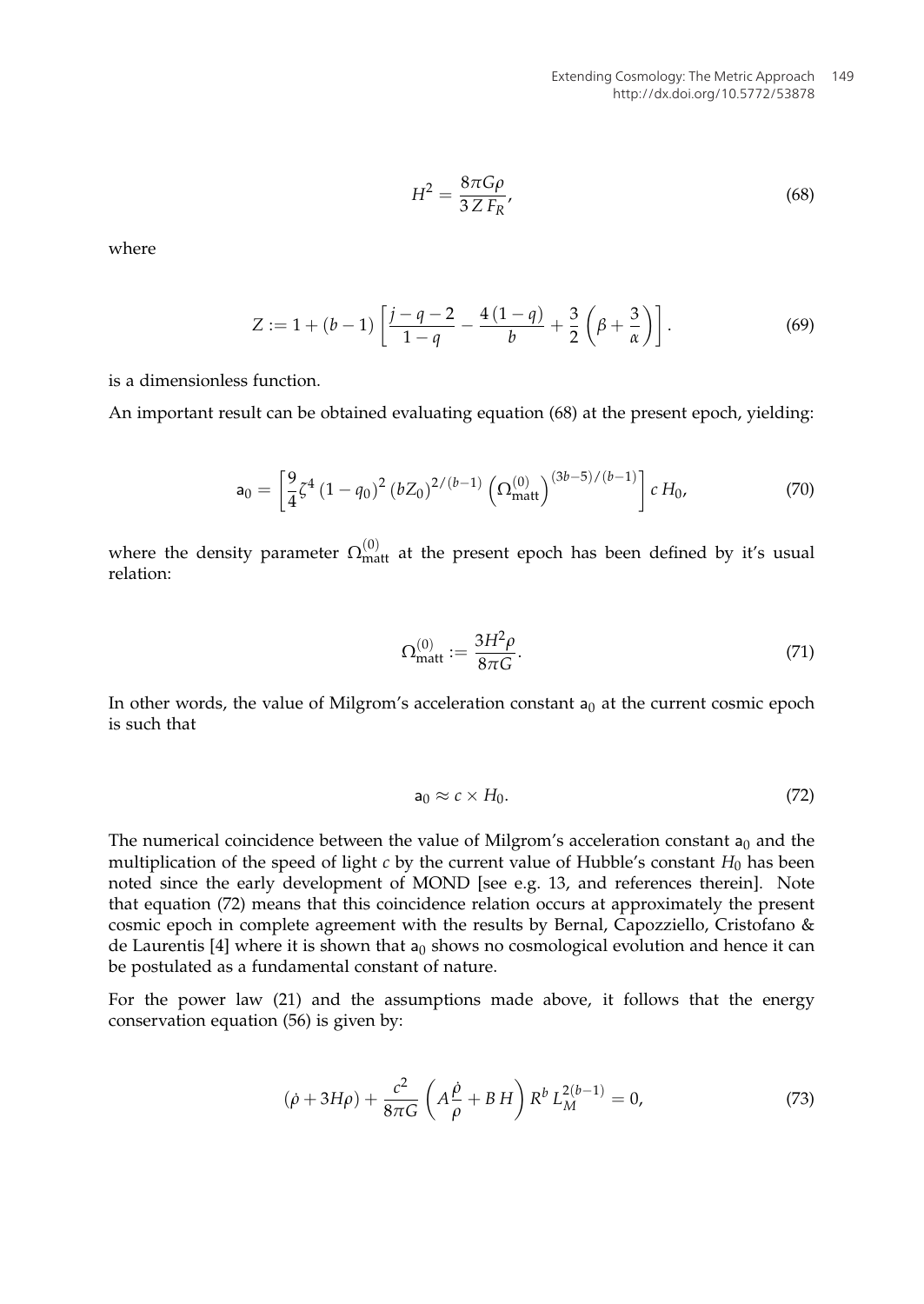$$H^2 = \frac{8\pi G\rho}{3\,Z\,F_R}, \tag{68}$$

where

$$Z := 1 + (b-1)\left[\frac{j-q-2}{1-q} - \frac{4\,(1-q)}{b} + \frac{3}{2}\left(\beta + \frac{3}{\alpha}\right)\right]. \tag{69}$$

is a dimensionless function.

An important result can be obtained evaluating equation (68) at the present epoch, yielding:

$$\mathsf{a}_0 = \left[\frac{9}{4}\zeta^4\,(1-q_0)^2\,(bZ_0)^{2/(b-1)}\left(\Omega_{\text{matt}}^{(0)}\right)^{(3b-5)/(b-1)}\right] c\,H_0, \tag{70}$$

where the density parameter $\Omega_{\text{matt}}^{(0)}$ at the present epoch has been defined by it's usual relation:

$$\Omega_{\text{matt}}^{(0)} := \frac{3H^2\rho}{8\pi G}. \tag{71}$$

In other words, the value of Milgrom's acceleration constant $\mathsf{a}_0$ at the current cosmic epoch is such that

$$\mathsf{a}_0 \approx c \times H_0. \tag{72}$$

The numerical coincidence between the value of Milgrom's acceleration constant $\mathsf{a}_0$ and the multiplication of the speed of light $c$ by the current value of Hubble's constant $H_0$ has been noted since the early development of MOND [see e.g. 13, and references therein]. Note that equation (72) means that this coincidence relation occurs at approximately the present cosmic epoch in complete agreement with the results by Bernal, Capozziello, Cristofano & de Laurentis [4] where it is shown that $\mathsf{a}_0$ shows no cosmological evolution and hence it can be postulated as a fundamental constant of nature.

For the power law (21) and the assumptions made above, it follows that the energy conservation equation (56) is given by:

$$(\dot{\rho} + 3H\rho) + \frac{c^2}{8\pi G}\left(A\frac{\dot{\rho}}{\rho} + B\,H\right) R^b\,L_M^{2(b-1)} = 0, \tag{73}$$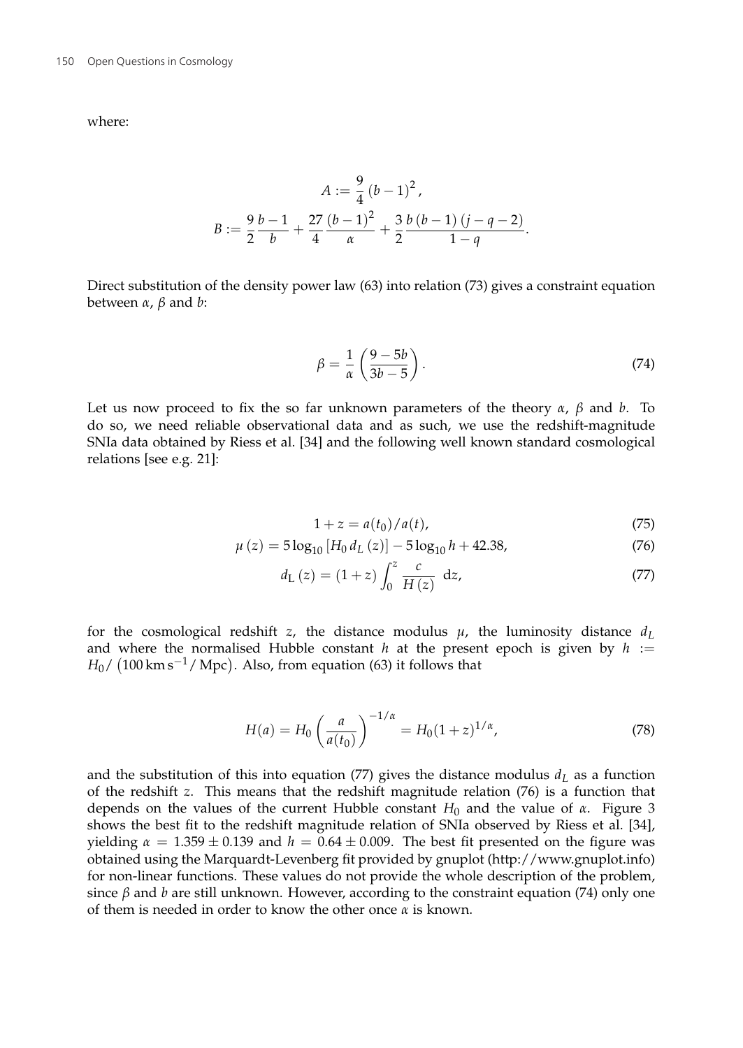where:

$$A := \frac{9}{4}(b-1)^2,$$

$$B := \frac{9}{2}\frac{b-1}{b} + \frac{27}{4}\frac{(b-1)^2}{\alpha} + \frac{3}{2}\frac{b(b-1)(j-q-2)}{1-q}.$$

Direct substitution of the density power law (63) into relation (73) gives a constraint equation between $\alpha$, $\beta$ and $b$:

$$\beta = \frac{1}{\alpha}\left(\frac{9-5b}{3b-5}\right). \tag{74}$$

Let us now proceed to fix the so far unknown parameters of the theory $\alpha$, $\beta$ and $b$. To do so, we need reliable observational data and as such, we use the redshift-magnitude SNIa data obtained by Riess et al. [34] and the following well known standard cosmological relations [see e.g. 21]:

$$1 + z = a(t_0)/a(t), \tag{75}$$

$$\mu(z) = 5\log_{10}[H_0\, d_L(z)] - 5\log_{10} h + 42.38, \tag{76}$$

$$d_{\mathrm{L}}(z) = (1+z)\int_0^z \frac{c}{H(z)}\,\mathrm{d}z, \tag{77}$$

for the cosmological redshift $z$, the distance modulus $\mu$, the luminosity distance $d_L$ and where the normalised Hubble constant $h$ at the present epoch is given by $h := H_0/\left(100\,\mathrm{km\,s^{-1}}/\,\mathrm{Mpc}\right)$. Also, from equation (63) it follows that

$$H(a) = H_0\left(\frac{a}{a(t_0)}\right)^{-1/\alpha} = H_0(1+z)^{1/\alpha}, \tag{78}$$

and the substitution of this into equation (77) gives the distance modulus $d_L$ as a function of the redshift $z$. This means that the redshift magnitude relation (76) is a function that depends on the values of the current Hubble constant $H_0$ and the value of $\alpha$. Figure 3 shows the best fit to the redshift magnitude relation of SNIa observed by Riess et al. [34], yielding $\alpha = 1.359 \pm 0.139$ and $h = 0.64 \pm 0.009$. The best fit presented on the figure was obtained using the Marquardt-Levenberg fit provided by gnuplot (http://www.gnuplot.info) for non-linear functions. These values do not provide the whole description of the problem, since $\beta$ and $b$ are still unknown. However, according to the constraint equation (74) only one of them is needed in order to know the other once $\alpha$ is known.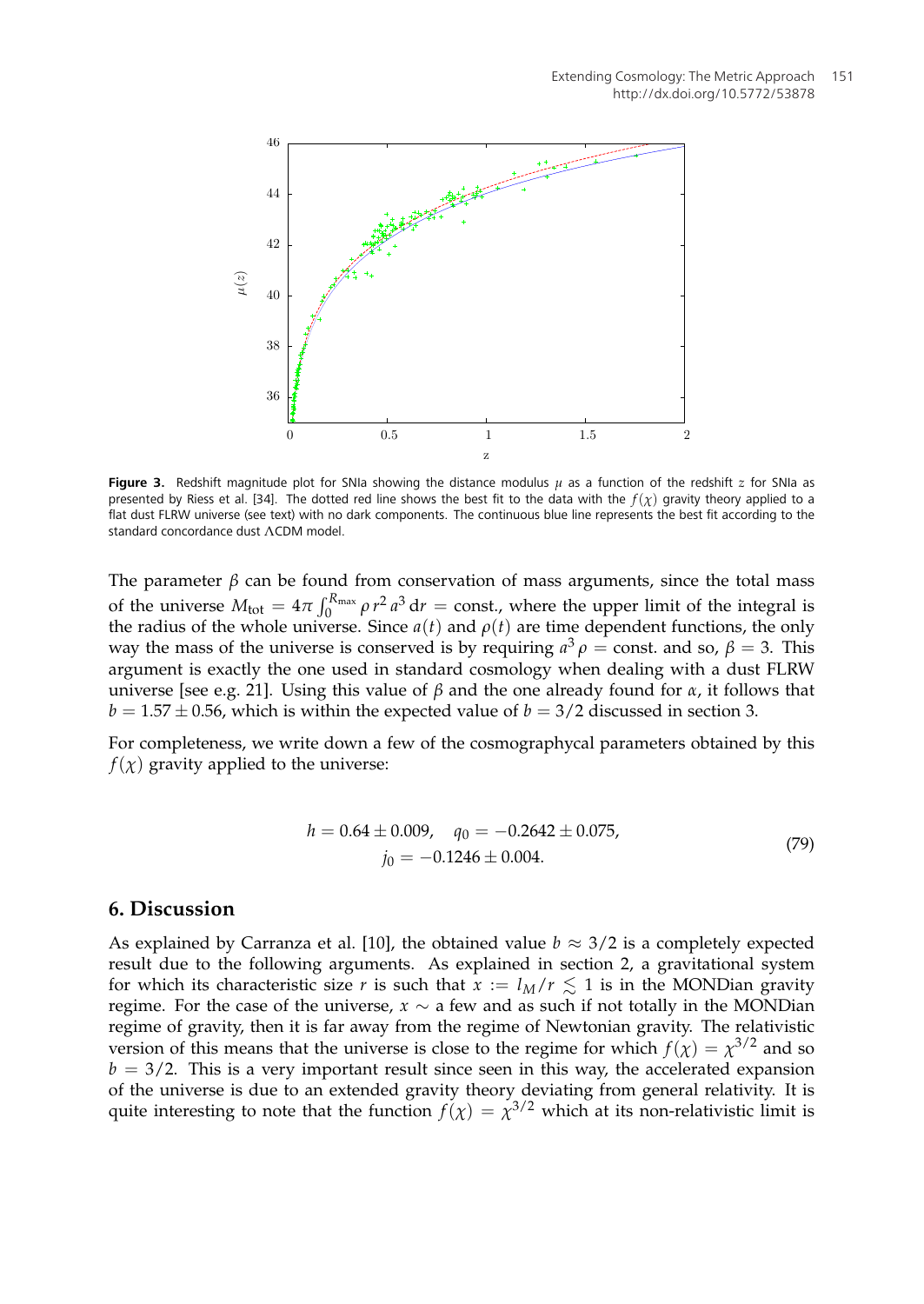**Figure 3.** Redshift magnitude plot for SNIa showing the distance modulus $\mu$ as a function of the redshift $z$ for SNIa as presented by Riess et al. [34]. The dotted red line shows the best fit to the data with the $f(\chi)$ gravity theory applied to a flat dust FLRW universe (see text) with no dark components. The continuous blue line represents the best fit according to the standard concordance dust $\Lambda$CDM model.

The parameter $\beta$ can be found from conservation of mass arguments, since the total mass of the universe $M_{\text{tot}} = 4\pi \int_0^{R_{\max}} \rho \, r^2 \, a^3 \, \mathrm{d}r = \text{const.}$, where the upper limit of the integral is the radius of the whole universe. Since $a(t)$ and $\rho(t)$ are time dependent functions, the only way the mass of the universe is conserved is by requiring $a^3 \rho = \text{const.}$ and so, $\beta = 3$. This argument is exactly the one used in standard cosmology when dealing with a dust FLRW universe [see e.g. 21]. Using this value of $\beta$ and the one already found for $\alpha$, it follows that $b = 1.57 \pm 0.56$, which is within the expected value of $b = 3/2$ discussed in section 3.

For completeness, we write down a few of the cosmographycal parameters obtained by this $f(\chi)$ gravity applied to the universe:

$$
\begin{aligned}
h = 0.64 \pm 0.009, \quad q_0 = -0.2642 \pm 0.075, \\
j_0 = -0.1246 \pm 0.004.
\end{aligned}
\tag{79}
$$

## 6. Discussion

As explained by Carranza et al. [10], the obtained value $b \approx 3/2$ is a completely expected result due to the following arguments. As explained in section 2, a gravitational system for which its characteristic size $r$ is such that $x := l_M / r \lesssim 1$ is in the MONDian gravity regime. For the case of the universe, $x \sim$ a few and as such if not totally in the MONDian regime of gravity, then it is far away from the regime of Newtonian gravity. The relativistic version of this means that the universe is close to the regime for which $f(\chi) = \chi^{3/2}$ and so $b = 3/2$. This is a very important result since seen in this way, the accelerated expansion of the universe is due to an extended gravity theory deviating from general relativity. It is quite interesting to note that the function $f(\chi) = \chi^{3/2}$ which at its non-relativistic limit is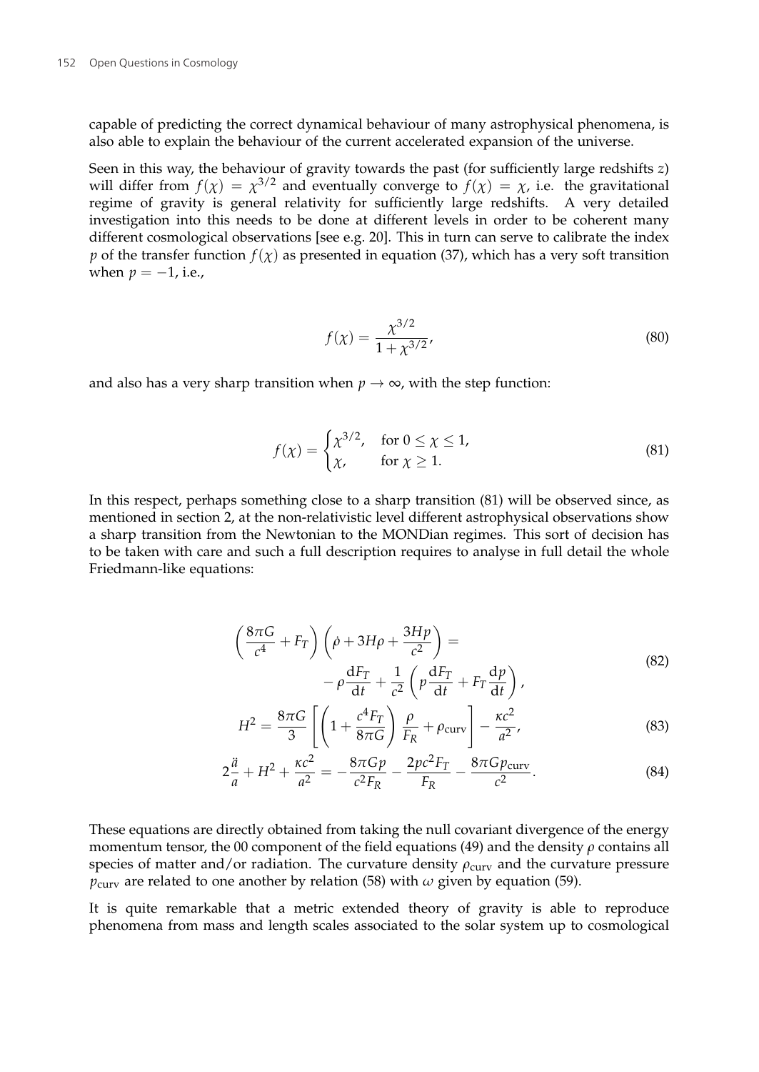capable of predicting the correct dynamical behaviour of many astrophysical phenomena, is also able to explain the behaviour of the current accelerated expansion of the universe.

Seen in this way, the behaviour of gravity towards the past (for sufficiently large redshifts $z$) will differ from $f(\chi) = \chi^{3/2}$ and eventually converge to $f(\chi) = \chi$, i.e. the gravitational regime of gravity is general relativity for sufficiently large redshifts. A very detailed investigation into this needs to be done at different levels in order to be coherent many different cosmological observations [see e.g. 20]. This in turn can serve to calibrate the index $p$ of the transfer function $f(\chi)$ as presented in equation (37), which has a very soft transition when $p = -1$, i.e.,

$$f(\chi) = \frac{\chi^{3/2}}{1 + \chi^{3/2}}, \tag{80}$$

and also has a very sharp transition when $p \to \infty$, with the step function:

$$f(\chi) = \begin{cases} \chi^{3/2}, & \text{for } 0 \leq \chi \leq 1, \\ \chi, & \text{for } \chi \geq 1. \end{cases} \tag{81}$$

In this respect, perhaps something close to a sharp transition (81) will be observed since, as mentioned in section 2, at the non-relativistic level different astrophysical observations show a sharp transition from the Newtonian to the MONDian regimes. This sort of decision has to be taken with care and such a full description requires to analyse in full detail the whole Friedmann-like equations:

$$\left( \frac{8\pi G}{c^4} + F_T \right) \left( \dot{\rho} + 3H\rho + \frac{3Hp}{c^2} \right) = \\ - \rho \frac{\mathrm{d}F_T}{\mathrm{d}t} + \frac{1}{c^2} \left( p \frac{\mathrm{d}F_T}{\mathrm{d}t} + F_T \frac{\mathrm{d}p}{\mathrm{d}t} \right), \tag{82}$$

$$H^2 = \frac{8\pi G}{3} \left[ \left( 1 + \frac{c^4 F_T}{8\pi G} \right) \frac{\rho}{F_R} + \rho_{\mathrm{curv}} \right] - \frac{\kappa c^2}{a^2}, \tag{83}$$

$$2\frac{\ddot{a}}{a} + H^2 + \frac{\kappa c^2}{a^2} = -\frac{8\pi G p}{c^2 F_R} - \frac{2pc^2 F_T}{F_R} - \frac{8\pi G p_{\mathrm{curv}}}{c^2}. \tag{84}$$

These equations are directly obtained from taking the null covariant divergence of the energy momentum tensor, the 00 component of the field equations (49) and the density $\rho$ contains all species of matter and/or radiation. The curvature density $\rho_{\mathrm{curv}}$ and the curvature pressure $p_{\mathrm{curv}}$ are related to one another by relation (58) with $\omega$ given by equation (59).

It is quite remarkable that a metric extended theory of gravity is able to reproduce phenomena from mass and length scales associated to the solar system up to cosmological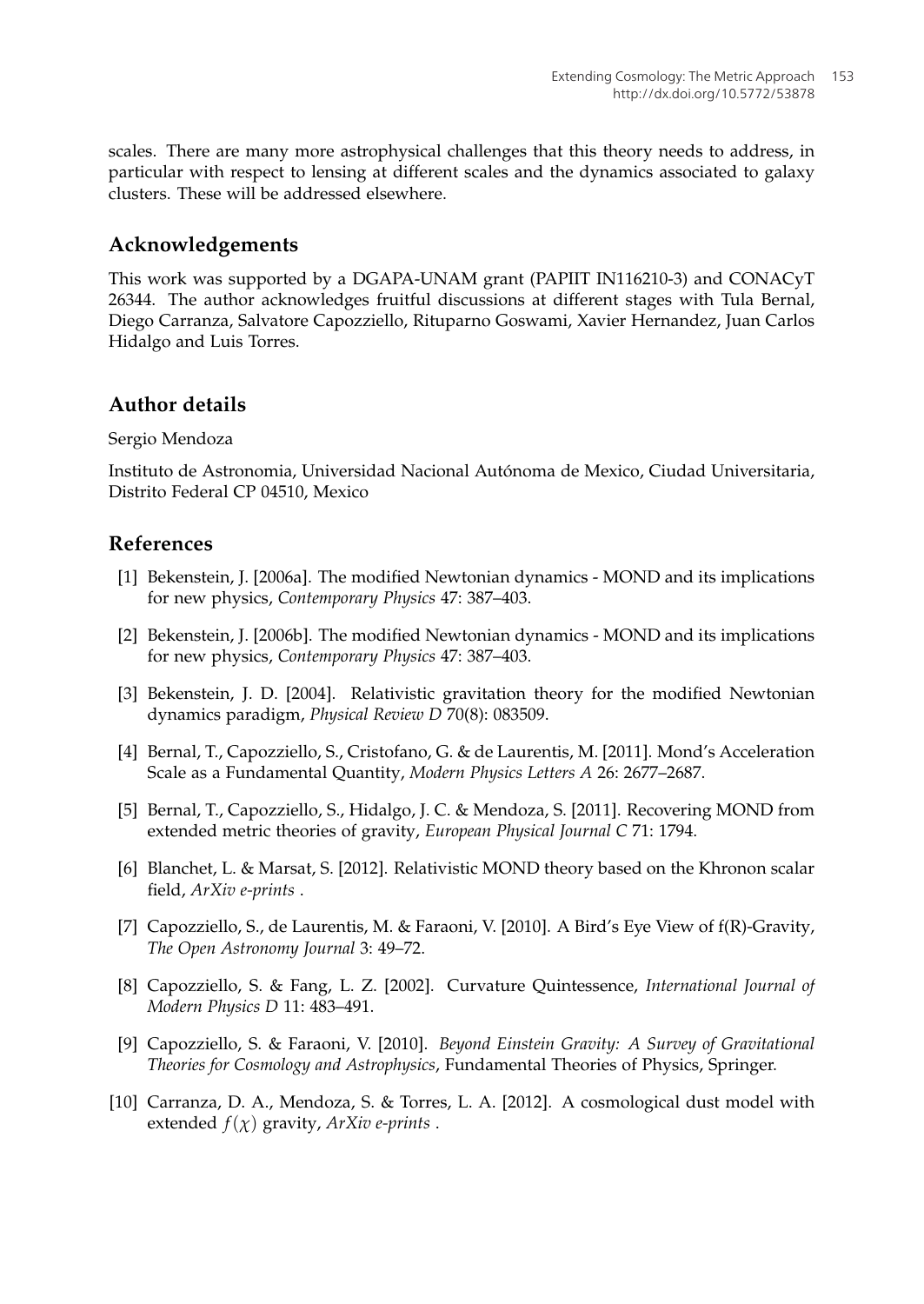scales. There are many more astrophysical challenges that this theory needs to address, in particular with respect to lensing at different scales and the dynamics associated to galaxy clusters. These will be addressed elsewhere.

## Acknowledgements

This work was supported by a DGAPA-UNAM grant (PAPIIT IN116210-3) and CONACyT 26344. The author acknowledges fruitful discussions at different stages with Tula Bernal, Diego Carranza, Salvatore Capozziello, Rituparno Goswami, Xavier Hernandez, Juan Carlos Hidalgo and Luis Torres.

## Author details

Sergio Mendoza

Instituto de Astronomia, Universidad Nacional Autónoma de Mexico, Ciudad Universitaria, Distrito Federal CP 04510, Mexico

## References

[1] Bekenstein, J. [2006a]. The modified Newtonian dynamics - MOND and its implications for new physics, *Contemporary Physics* 47: 387–403.

[2] Bekenstein, J. [2006b]. The modified Newtonian dynamics - MOND and its implications for new physics, *Contemporary Physics* 47: 387–403.

[3] Bekenstein, J. D. [2004]. Relativistic gravitation theory for the modified Newtonian dynamics paradigm, *Physical Review D* 70(8): 083509.

[4] Bernal, T., Capozziello, S., Cristofano, G. & de Laurentis, M. [2011]. Mond's Acceleration Scale as a Fundamental Quantity, *Modern Physics Letters A* 26: 2677–2687.

[5] Bernal, T., Capozziello, S., Hidalgo, J. C. & Mendoza, S. [2011]. Recovering MOND from extended metric theories of gravity, *European Physical Journal C* 71: 1794.

[6] Blanchet, L. & Marsat, S. [2012]. Relativistic MOND theory based on the Khronon scalar field, *ArXiv e-prints* .

[7] Capozziello, S., de Laurentis, M. & Faraoni, V. [2010]. A Bird's Eye View of f(R)-Gravity, *The Open Astronomy Journal* 3: 49–72.

[8] Capozziello, S. & Fang, L. Z. [2002]. Curvature Quintessence, *International Journal of Modern Physics D* 11: 483–491.

[9] Capozziello, S. & Faraoni, V. [2010]. *Beyond Einstein Gravity: A Survey of Gravitational Theories for Cosmology and Astrophysics*, Fundamental Theories of Physics, Springer.

[10] Carranza, D. A., Mendoza, S. & Torres, L. A. [2012]. A cosmological dust model with extended $f(\chi)$ gravity, *ArXiv e-prints* .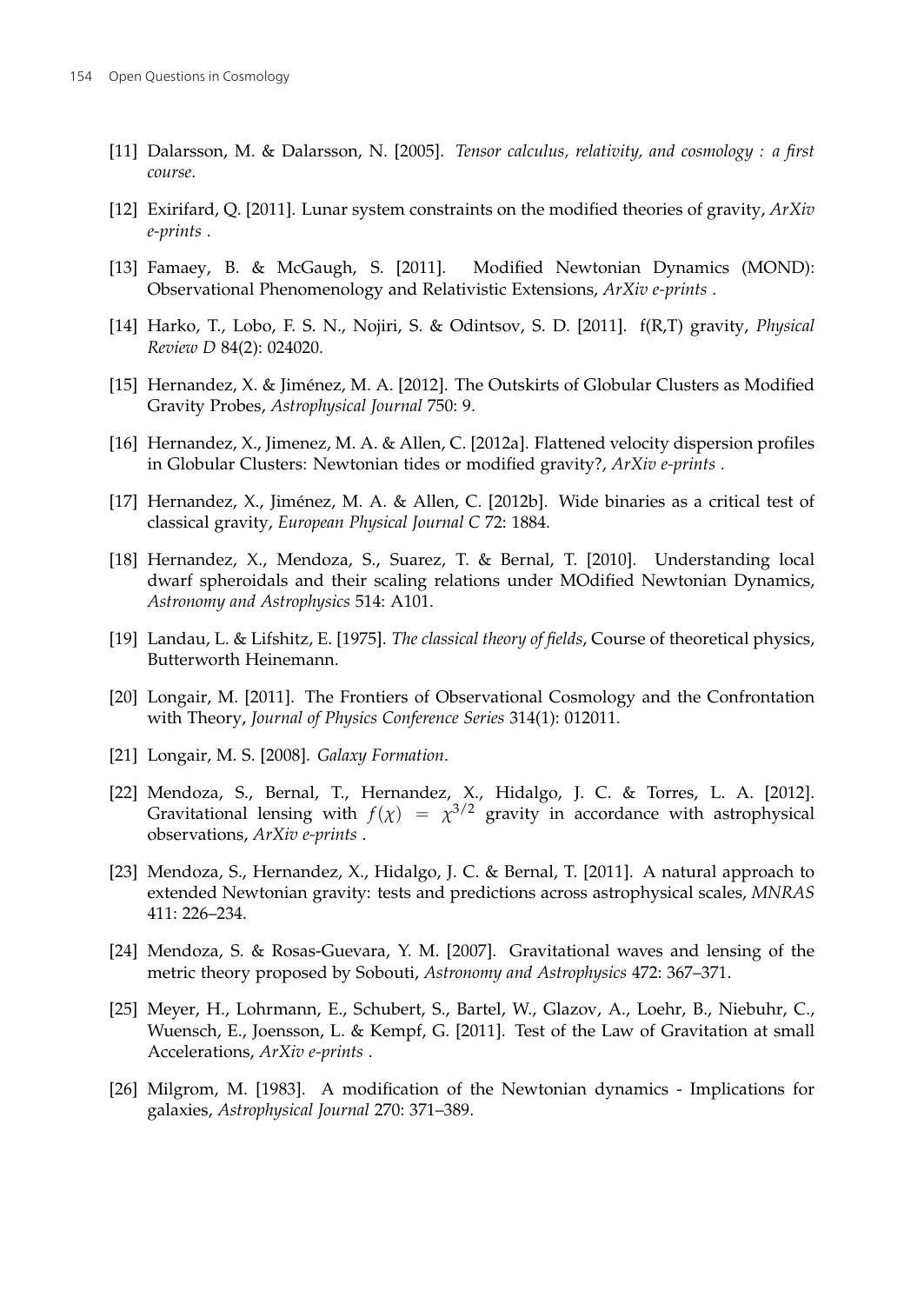[11] Dalarsson, M. & Dalarsson, N. [2005]. *Tensor calculus, relativity, and cosmology : a first course*.

[12] Exirifard, Q. [2011]. Lunar system constraints on the modified theories of gravity, *ArXiv e-prints* .

[13] Famaey, B. & McGaugh, S. [2011]. Modified Newtonian Dynamics (MOND): Observational Phenomenology and Relativistic Extensions, *ArXiv e-prints* .

[14] Harko, T., Lobo, F. S. N., Nojiri, S. & Odintsov, S. D. [2011]. f(R,T) gravity, *Physical Review D* 84(2): 024020.

[15] Hernandez, X. & Jiménez, M. A. [2012]. The Outskirts of Globular Clusters as Modified Gravity Probes, *Astrophysical Journal* 750: 9.

[16] Hernandez, X., Jimenez, M. A. & Allen, C. [2012a]. Flattened velocity dispersion profiles in Globular Clusters: Newtonian tides or modified gravity?, *ArXiv e-prints* .

[17] Hernandez, X., Jiménez, M. A. & Allen, C. [2012b]. Wide binaries as a critical test of classical gravity, *European Physical Journal C* 72: 1884.

[18] Hernandez, X., Mendoza, S., Suarez, T. & Bernal, T. [2010]. Understanding local dwarf spheroidals and their scaling relations under MOdified Newtonian Dynamics, *Astronomy and Astrophysics* 514: A101.

[19] Landau, L. & Lifshitz, E. [1975]. *The classical theory of fields*, Course of theoretical physics, Butterworth Heinemann.

[20] Longair, M. [2011]. The Frontiers of Observational Cosmology and the Confrontation with Theory, *Journal of Physics Conference Series* 314(1): 012011.

[21] Longair, M. S. [2008]. *Galaxy Formation*.

[22] Mendoza, S., Bernal, T., Hernandez, X., Hidalgo, J. C. & Torres, L. A. [2012]. Gravitational lensing with $f(\chi) = \chi^{3/2}$ gravity in accordance with astrophysical observations, *ArXiv e-prints* .

[23] Mendoza, S., Hernandez, X., Hidalgo, J. C. & Bernal, T. [2011]. A natural approach to extended Newtonian gravity: tests and predictions across astrophysical scales, *MNRAS* 411: 226–234.

[24] Mendoza, S. & Rosas-Guevara, Y. M. [2007]. Gravitational waves and lensing of the metric theory proposed by Sobouti, *Astronomy and Astrophysics* 472: 367–371.

[25] Meyer, H., Lohrmann, E., Schubert, S., Bartel, W., Glazov, A., Loehr, B., Niebuhr, C., Wuensch, E., Joensson, L. & Kempf, G. [2011]. Test of the Law of Gravitation at small Accelerations, *ArXiv e-prints* .

[26] Milgrom, M. [1983]. A modification of the Newtonian dynamics - Implications for galaxies, *Astrophysical Journal* 270: 371–389.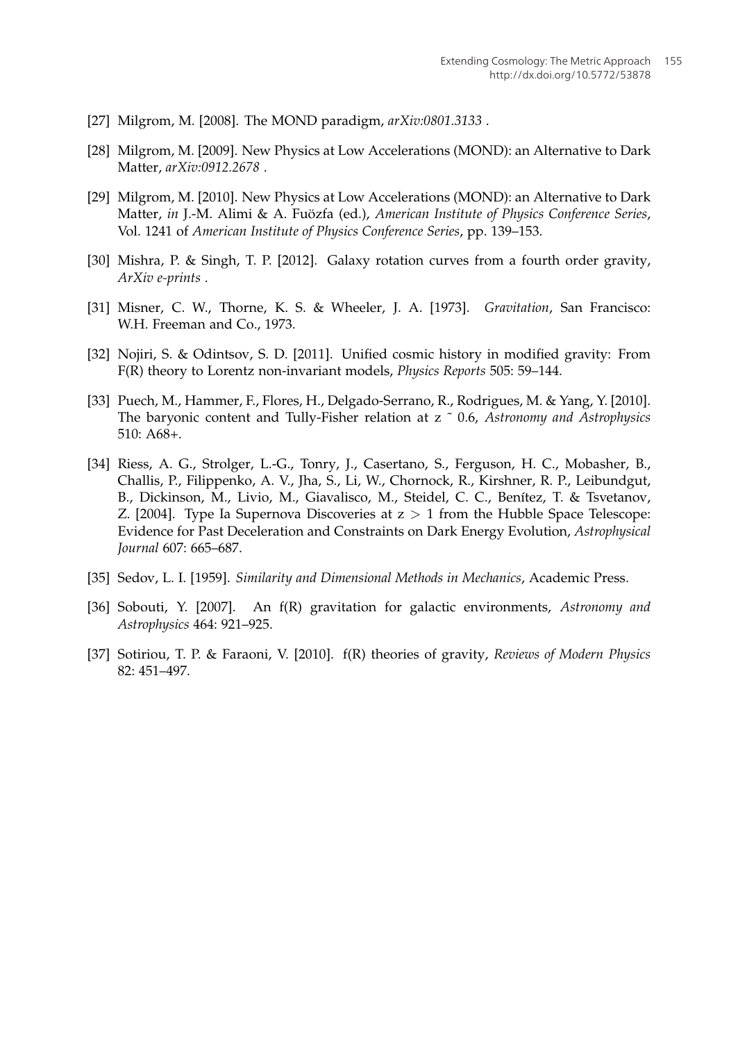[27] Milgrom, M. [2008]. The MOND paradigm, *arXiv:0801.3133* .

[28] Milgrom, M. [2009]. New Physics at Low Accelerations (MOND): an Alternative to Dark Matter, *arXiv:0912.2678* .

[29] Milgrom, M. [2010]. New Physics at Low Accelerations (MOND): an Alternative to Dark Matter, *in* J.-M. Alimi & A. Fuözfa (ed.), *American Institute of Physics Conference Series*, Vol. 1241 of *American Institute of Physics Conference Series*, pp. 139–153.

[30] Mishra, P. & Singh, T. P. [2012]. Galaxy rotation curves from a fourth order gravity, *ArXiv e-prints* .

[31] Misner, C. W., Thorne, K. S. & Wheeler, J. A. [1973]. *Gravitation*, San Francisco: W.H. Freeman and Co., 1973.

[32] Nojiri, S. & Odintsov, S. D. [2011]. Unified cosmic history in modified gravity: From F(R) theory to Lorentz non-invariant models, *Physics Reports* 505: 59–144.

[33] Puech, M., Hammer, F., Flores, H., Delgado-Serrano, R., Rodrigues, M. & Yang, Y. [2010]. The baryonic content and Tully-Fisher relation at z ˜ 0.6, *Astronomy and Astrophysics* 510: A68+.

[34] Riess, A. G., Strolger, L.-G., Tonry, J., Casertano, S., Ferguson, H. C., Mobasher, B., Challis, P., Filippenko, A. V., Jha, S., Li, W., Chornock, R., Kirshner, R. P., Leibundgut, B., Dickinson, M., Livio, M., Giavalisco, M., Steidel, C. C., Benítez, T. & Tsvetanov, Z. [2004]. Type Ia Supernova Discoveries at $z > 1$ from the Hubble Space Telescope: Evidence for Past Deceleration and Constraints on Dark Energy Evolution, *Astrophysical Journal* 607: 665–687.

[35] Sedov, L. I. [1959]. *Similarity and Dimensional Methods in Mechanics*, Academic Press.

[36] Sobouti, Y. [2007]. An f(R) gravitation for galactic environments, *Astronomy and Astrophysics* 464: 921–925.

[37] Sotiriou, T. P. & Faraoni, V. [2010]. f(R) theories of gravity, *Reviews of Modern Physics* 82: 451–497.